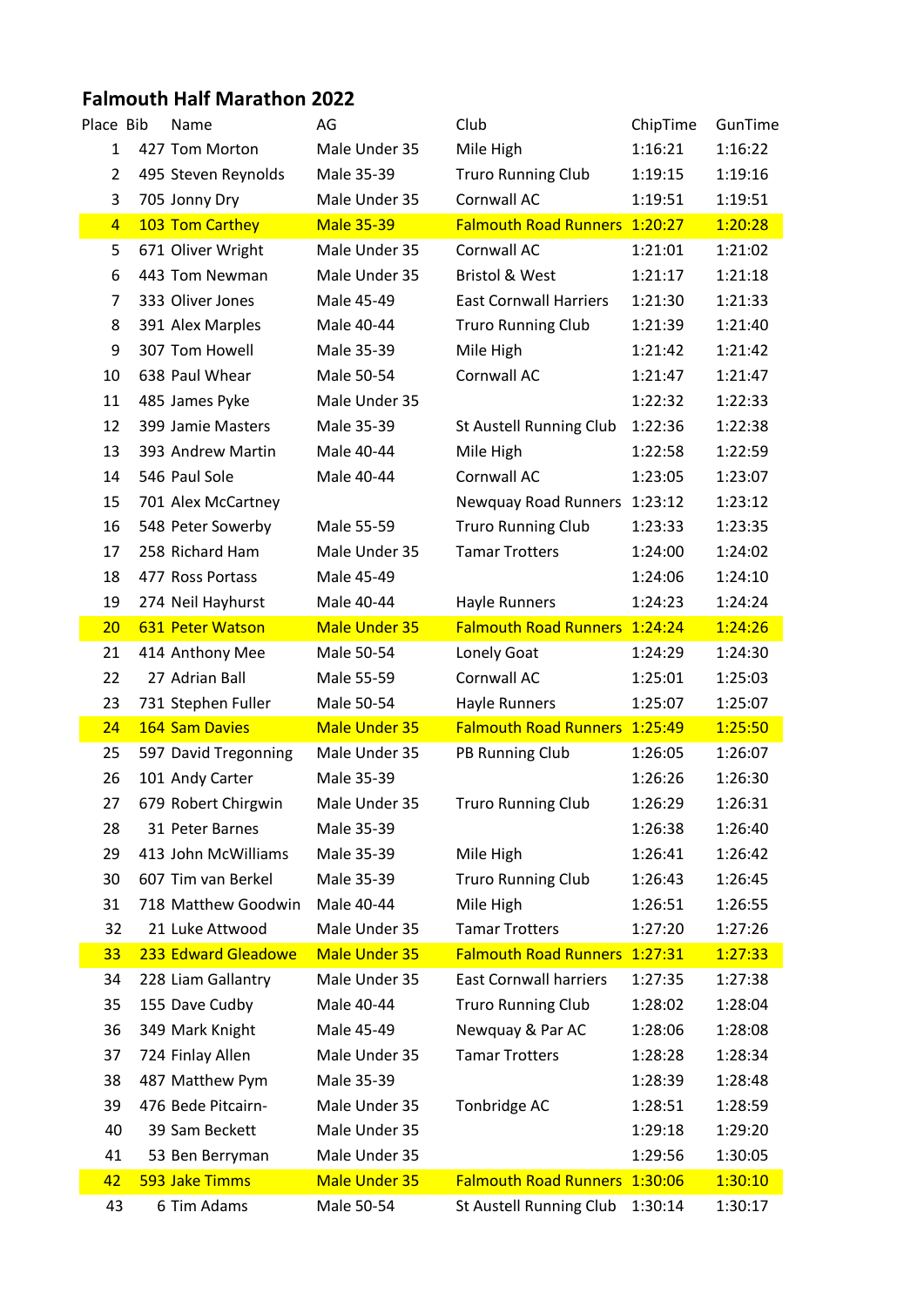# Falmouth Half Marathon 2022

| Place | Bib | Name | AG | Club | ChipTime | GunTime |
|---|---|---|---|---|---|---|
| 1 | 427 | Tom Morton | Male Under 35 | Mile High | 1:16:21 | 1:16:22 |
| 2 | 495 | Steven Reynolds | Male 35-39 | Truro Running Club | 1:19:15 | 1:19:16 |
| 3 | 705 | Jonny Dry | Male Under 35 | Cornwall AC | 1:19:51 | 1:19:51 |
| 4 | 103 | Tom Carthey | Male 35-39 | Falmouth Road Runners | 1:20:27 | 1:20:28 |
| 5 | 671 | Oliver Wright | Male Under 35 | Cornwall AC | 1:21:01 | 1:21:02 |
| 6 | 443 | Tom Newman | Male Under 35 | Bristol & West | 1:21:17 | 1:21:18 |
| 7 | 333 | Oliver Jones | Male 45-49 | East Cornwall Harriers | 1:21:30 | 1:21:33 |
| 8 | 391 | Alex Marples | Male 40-44 | Truro Running Club | 1:21:39 | 1:21:40 |
| 9 | 307 | Tom Howell | Male 35-39 | Mile High | 1:21:42 | 1:21:42 |
| 10 | 638 | Paul Whear | Male 50-54 | Cornwall AC | 1:21:47 | 1:21:47 |
| 11 | 485 | James Pyke | Male Under 35 | | 1:22:32 | 1:22:33 |
| 12 | 399 | Jamie Masters | Male 35-39 | St Austell Running Club | 1:22:36 | 1:22:38 |
| 13 | 393 | Andrew Martin | Male 40-44 | Mile High | 1:22:58 | 1:22:59 |
| 14 | 546 | Paul Sole | Male 40-44 | Cornwall AC | 1:23:05 | 1:23:07 |
| 15 | 701 | Alex McCartney | | Newquay Road Runners | 1:23:12 | 1:23:12 |
| 16 | 548 | Peter Sowerby | Male 55-59 | Truro Running Club | 1:23:33 | 1:23:35 |
| 17 | 258 | Richard Ham | Male Under 35 | Tamar Trotters | 1:24:00 | 1:24:02 |
| 18 | 477 | Ross Portass | Male 45-49 | | 1:24:06 | 1:24:10 |
| 19 | 274 | Neil Hayhurst | Male 40-44 | Hayle Runners | 1:24:23 | 1:24:24 |
| 20 | 631 | Peter Watson | Male Under 35 | Falmouth Road Runners | 1:24:24 | 1:24:26 |
| 21 | 414 | Anthony Mee | Male 50-54 | Lonely Goat | 1:24:29 | 1:24:30 |
| 22 | 27 | Adrian Ball | Male 55-59 | Cornwall AC | 1:25:01 | 1:25:03 |
| 23 | 731 | Stephen Fuller | Male 50-54 | Hayle Runners | 1:25:07 | 1:25:07 |
| 24 | 164 | Sam Davies | Male Under 35 | Falmouth Road Runners | 1:25:49 | 1:25:50 |
| 25 | 597 | David Tregonning | Male Under 35 | PB Running Club | 1:26:05 | 1:26:07 |
| 26 | 101 | Andy Carter | Male 35-39 | | 1:26:26 | 1:26:30 |
| 27 | 679 | Robert Chirgwin | Male Under 35 | Truro Running Club | 1:26:29 | 1:26:31 |
| 28 | 31 | Peter Barnes | Male 35-39 | | 1:26:38 | 1:26:40 |
| 29 | 413 | John McWilliams | Male 35-39 | Mile High | 1:26:41 | 1:26:42 |
| 30 | 607 | Tim van Berkel | Male 35-39 | Truro Running Club | 1:26:43 | 1:26:45 |
| 31 | 718 | Matthew Goodwin | Male 40-44 | Mile High | 1:26:51 | 1:26:55 |
| 32 | 21 | Luke Attwood | Male Under 35 | Tamar Trotters | 1:27:20 | 1:27:26 |
| 33 | 233 | Edward Gleadowe | Male Under 35 | Falmouth Road Runners | 1:27:31 | 1:27:33 |
| 34 | 228 | Liam Gallantry | Male Under 35 | East Cornwall harriers | 1:27:35 | 1:27:38 |
| 35 | 155 | Dave Cudby | Male 40-44 | Truro Running Club | 1:28:02 | 1:28:04 |
| 36 | 349 | Mark Knight | Male 45-49 | Newquay & Par AC | 1:28:06 | 1:28:08 |
| 37 | 724 | Finlay Allen | Male Under 35 | Tamar Trotters | 1:28:28 | 1:28:34 |
| 38 | 487 | Matthew Pym | Male 35-39 | | 1:28:39 | 1:28:48 |
| 39 | 476 | Bede Pitcairn- | Male Under 35 | Tonbridge AC | 1:28:51 | 1:28:59 |
| 40 | 39 | Sam Beckett | Male Under 35 | | 1:29:18 | 1:29:20 |
| 41 | 53 | Ben Berryman | Male Under 35 | | 1:29:56 | 1:30:05 |
| 42 | 593 | Jake Timms | Male Under 35 | Falmouth Road Runners | 1:30:06 | 1:30:10 |
| 43 | 6 | Tim Adams | Male 50-54 | St Austell Running Club | 1:30:14 | 1:30:17 |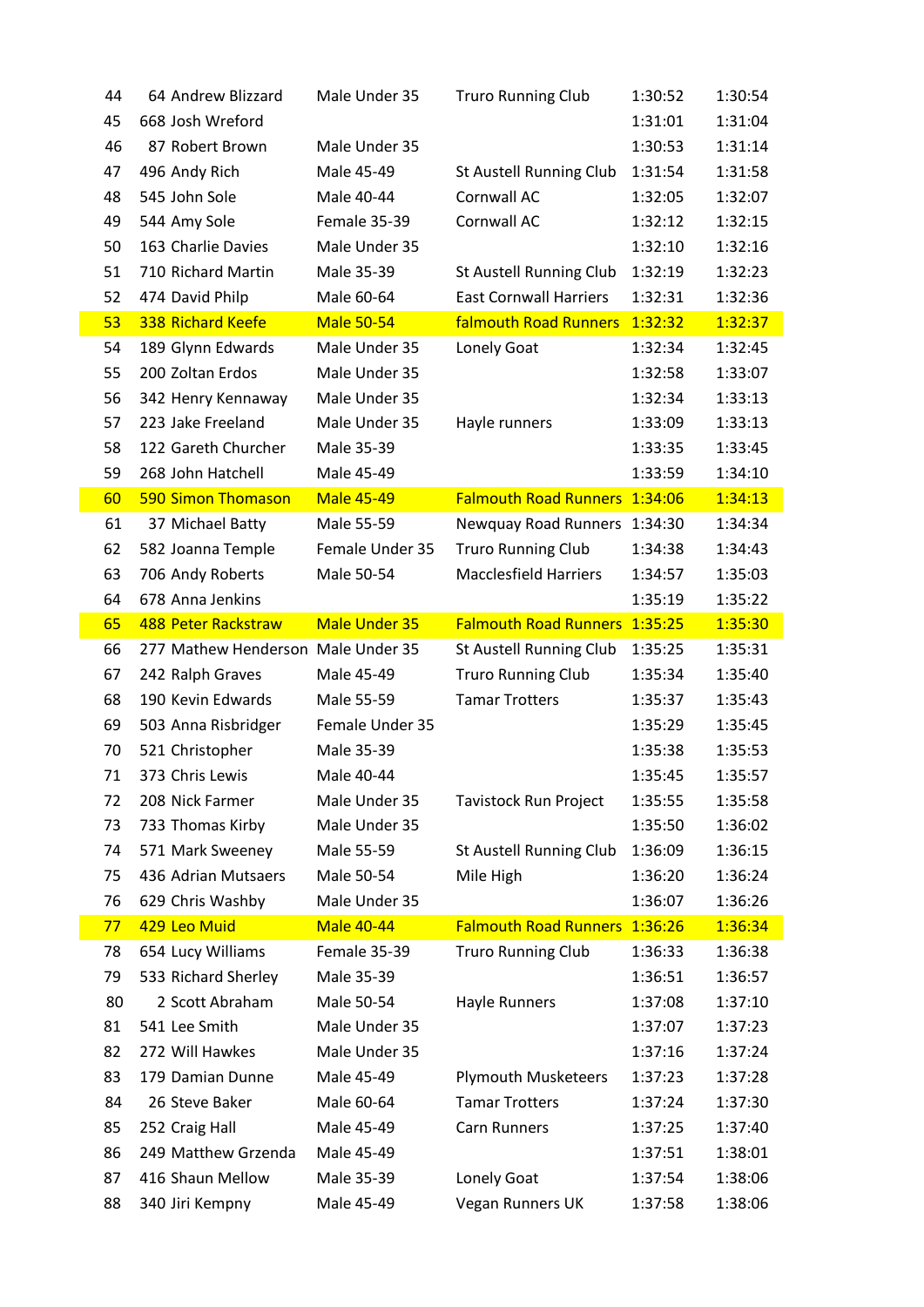| | | | | | |
|---|---|---|---|---|---|
| 44 | 64 Andrew Blizzard | Male Under 35 | Truro Running Club | 1:30:52 | 1:30:54 |
| 45 | 668 Josh Wreford | | | 1:31:01 | 1:31:04 |
| 46 | 87 Robert Brown | Male Under 35 | | 1:30:53 | 1:31:14 |
| 47 | 496 Andy Rich | Male 45-49 | St Austell Running Club | 1:31:54 | 1:31:58 |
| 48 | 545 John Sole | Male 40-44 | Cornwall AC | 1:32:05 | 1:32:07 |
| 49 | 544 Amy Sole | Female 35-39 | Cornwall AC | 1:32:12 | 1:32:15 |
| 50 | 163 Charlie Davies | Male Under 35 | | 1:32:10 | 1:32:16 |
| 51 | 710 Richard Martin | Male 35-39 | St Austell Running Club | 1:32:19 | 1:32:23 |
| 52 | 474 David Philp | Male 60-64 | East Cornwall Harriers | 1:32:31 | 1:32:36 |
| 53 | 338 Richard Keefe | Male 50-54 | falmouth Road Runners | 1:32:32 | 1:32:37 |
| 54 | 189 Glynn Edwards | Male Under 35 | Lonely Goat | 1:32:34 | 1:32:45 |
| 55 | 200 Zoltan Erdos | Male Under 35 | | 1:32:58 | 1:33:07 |
| 56 | 342 Henry Kennaway | Male Under 35 | | 1:32:34 | 1:33:13 |
| 57 | 223 Jake Freeland | Male Under 35 | Hayle runners | 1:33:09 | 1:33:13 |
| 58 | 122 Gareth Churcher | Male 35-39 | | 1:33:35 | 1:33:45 |
| 59 | 268 John Hatchell | Male 45-49 | | 1:33:59 | 1:34:10 |
| 60 | 590 Simon Thomason | Male 45-49 | Falmouth Road Runners | 1:34:06 | 1:34:13 |
| 61 | 37 Michael Batty | Male 55-59 | Newquay Road Runners | 1:34:30 | 1:34:34 |
| 62 | 582 Joanna Temple | Female Under 35 | Truro Running Club | 1:34:38 | 1:34:43 |
| 63 | 706 Andy Roberts | Male 50-54 | Macclesfield Harriers | 1:34:57 | 1:35:03 |
| 64 | 678 Anna Jenkins | | | 1:35:19 | 1:35:22 |
| 65 | 488 Peter Rackstraw | Male Under 35 | Falmouth Road Runners | 1:35:25 | 1:35:30 |
| 66 | 277 Mathew Henderson | Male Under 35 | St Austell Running Club | 1:35:25 | 1:35:31 |
| 67 | 242 Ralph Graves | Male 45-49 | Truro Running Club | 1:35:34 | 1:35:40 |
| 68 | 190 Kevin Edwards | Male 55-59 | Tamar Trotters | 1:35:37 | 1:35:43 |
| 69 | 503 Anna Risbridger | Female Under 35 | | 1:35:29 | 1:35:45 |
| 70 | 521 Christopher | Male 35-39 | | 1:35:38 | 1:35:53 |
| 71 | 373 Chris Lewis | Male 40-44 | | 1:35:45 | 1:35:57 |
| 72 | 208 Nick Farmer | Male Under 35 | Tavistock Run Project | 1:35:55 | 1:35:58 |
| 73 | 733 Thomas Kirby | Male Under 35 | | 1:35:50 | 1:36:02 |
| 74 | 571 Mark Sweeney | Male 55-59 | St Austell Running Club | 1:36:09 | 1:36:15 |
| 75 | 436 Adrian Mutsaers | Male 50-54 | Mile High | 1:36:20 | 1:36:24 |
| 76 | 629 Chris Washby | Male Under 35 | | 1:36:07 | 1:36:26 |
| 77 | 429 Leo Muid | Male 40-44 | Falmouth Road Runners | 1:36:26 | 1:36:34 |
| 78 | 654 Lucy Williams | Female 35-39 | Truro Running Club | 1:36:33 | 1:36:38 |
| 79 | 533 Richard Sherley | Male 35-39 | | 1:36:51 | 1:36:57 |
| 80 | 2 Scott Abraham | Male 50-54 | Hayle Runners | 1:37:08 | 1:37:10 |
| 81 | 541 Lee Smith | Male Under 35 | | 1:37:07 | 1:37:23 |
| 82 | 272 Will Hawkes | Male Under 35 | | 1:37:16 | 1:37:24 |
| 83 | 179 Damian Dunne | Male 45-49 | Plymouth Musketeers | 1:37:23 | 1:37:28 |
| 84 | 26 Steve Baker | Male 60-64 | Tamar Trotters | 1:37:24 | 1:37:30 |
| 85 | 252 Craig Hall | Male 45-49 | Carn Runners | 1:37:25 | 1:37:40 |
| 86 | 249 Matthew Grzenda | Male 45-49 | | 1:37:51 | 1:38:01 |
| 87 | 416 Shaun Mellow | Male 35-39 | Lonely Goat | 1:37:54 | 1:38:06 |
| 88 | 340 Jiri Kempny | Male 45-49 | Vegan Runners UK | 1:37:58 | 1:38:06 |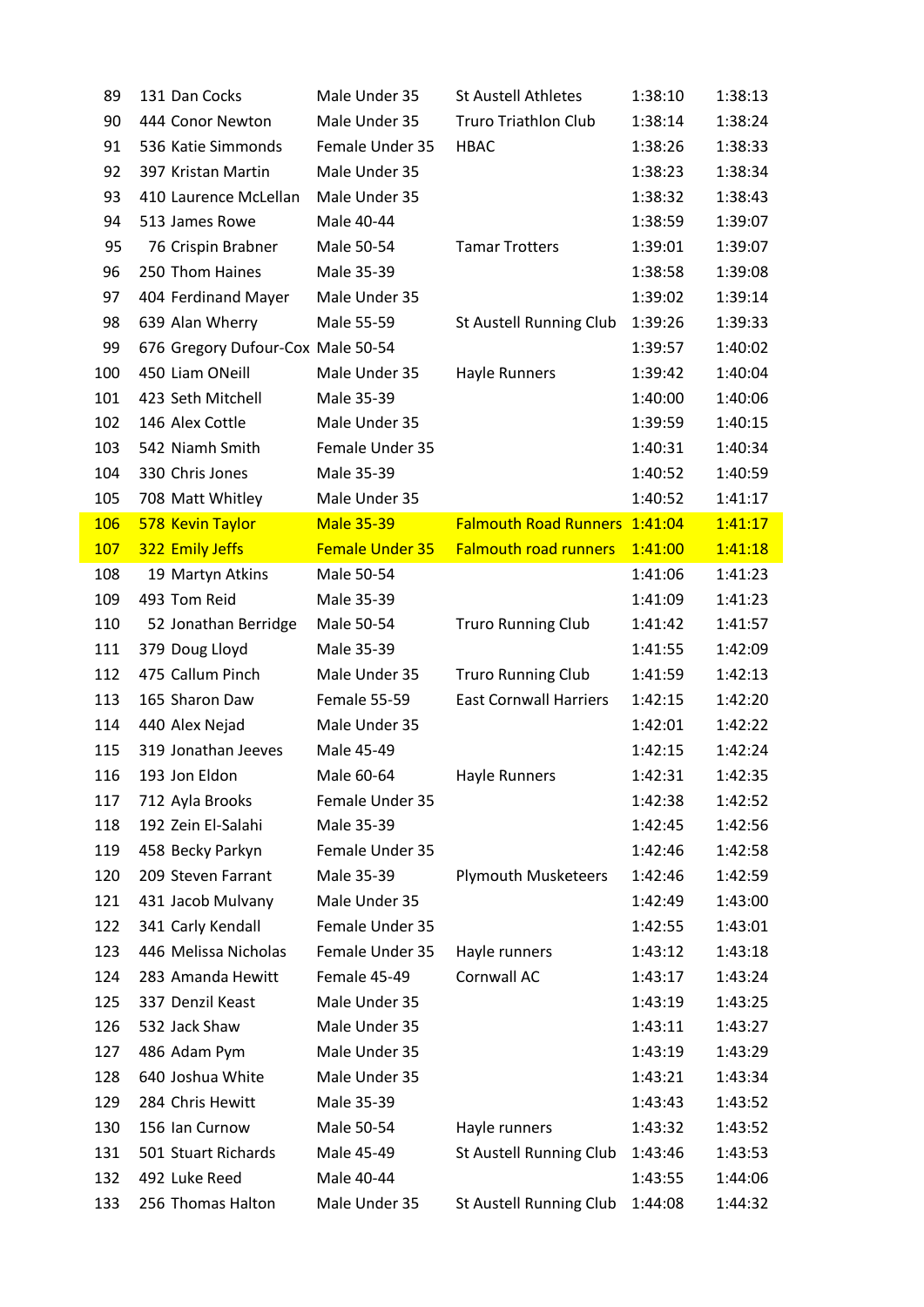| | | | | | | |
|---|---|---|---|---|---|---|
| 89 | 131 | Dan Cocks | Male Under 35 | St Austell Athletes | 1:38:10 | 1:38:13 |
| 90 | 444 | Conor Newton | Male Under 35 | Truro Triathlon Club | 1:38:14 | 1:38:24 |
| 91 | 536 | Katie Simmonds | Female Under 35 | HBAC | 1:38:26 | 1:38:33 |
| 92 | 397 | Kristan Martin | Male Under 35 | | 1:38:23 | 1:38:34 |
| 93 | 410 | Laurence McLellan | Male Under 35 | | 1:38:32 | 1:38:43 |
| 94 | 513 | James Rowe | Male 40-44 | | 1:38:59 | 1:39:07 |
| 95 | 76 | Crispin Brabner | Male 50-54 | Tamar Trotters | 1:39:01 | 1:39:07 |
| 96 | 250 | Thom Haines | Male 35-39 | | 1:38:58 | 1:39:08 |
| 97 | 404 | Ferdinand Mayer | Male Under 35 | | 1:39:02 | 1:39:14 |
| 98 | 639 | Alan Wherry | Male 55-59 | St Austell Running Club | 1:39:26 | 1:39:33 |
| 99 | 676 | Gregory Dufour-Cox | Male 50-54 | | 1:39:57 | 1:40:02 |
| 100 | 450 | Liam ONeill | Male Under 35 | Hayle Runners | 1:39:42 | 1:40:04 |
| 101 | 423 | Seth Mitchell | Male 35-39 | | 1:40:00 | 1:40:06 |
| 102 | 146 | Alex Cottle | Male Under 35 | | 1:39:59 | 1:40:15 |
| 103 | 542 | Niamh Smith | Female Under 35 | | 1:40:31 | 1:40:34 |
| 104 | 330 | Chris Jones | Male 35-39 | | 1:40:52 | 1:40:59 |
| 105 | 708 | Matt Whitley | Male Under 35 | | 1:40:52 | 1:41:17 |
| 106 | 578 | Kevin Taylor | Male 35-39 | Falmouth Road Runners | 1:41:04 | 1:41:17 |
| 107 | 322 | Emily Jeffs | Female Under 35 | Falmouth road runners | 1:41:00 | 1:41:18 |
| 108 | 19 | Martyn Atkins | Male 50-54 | | 1:41:06 | 1:41:23 |
| 109 | 493 | Tom Reid | Male 35-39 | | 1:41:09 | 1:41:23 |
| 110 | 52 | Jonathan Berridge | Male 50-54 | Truro Running Club | 1:41:42 | 1:41:57 |
| 111 | 379 | Doug Lloyd | Male 35-39 | | 1:41:55 | 1:42:09 |
| 112 | 475 | Callum Pinch | Male Under 35 | Truro Running Club | 1:41:59 | 1:42:13 |
| 113 | 165 | Sharon Daw | Female 55-59 | East Cornwall Harriers | 1:42:15 | 1:42:20 |
| 114 | 440 | Alex Nejad | Male Under 35 | | 1:42:01 | 1:42:22 |
| 115 | 319 | Jonathan Jeeves | Male 45-49 | | 1:42:15 | 1:42:24 |
| 116 | 193 | Jon Eldon | Male 60-64 | Hayle Runners | 1:42:31 | 1:42:35 |
| 117 | 712 | Ayla Brooks | Female Under 35 | | 1:42:38 | 1:42:52 |
| 118 | 192 | Zein El-Salahi | Male 35-39 | | 1:42:45 | 1:42:56 |
| 119 | 458 | Becky Parkyn | Female Under 35 | | 1:42:46 | 1:42:58 |
| 120 | 209 | Steven Farrant | Male 35-39 | Plymouth Musketeers | 1:42:46 | 1:42:59 |
| 121 | 431 | Jacob Mulvany | Male Under 35 | | 1:42:49 | 1:43:00 |
| 122 | 341 | Carly Kendall | Female Under 35 | | 1:42:55 | 1:43:01 |
| 123 | 446 | Melissa Nicholas | Female Under 35 | Hayle runners | 1:43:12 | 1:43:18 |
| 124 | 283 | Amanda Hewitt | Female 45-49 | Cornwall AC | 1:43:17 | 1:43:24 |
| 125 | 337 | Denzil Keast | Male Under 35 | | 1:43:19 | 1:43:25 |
| 126 | 532 | Jack Shaw | Male Under 35 | | 1:43:11 | 1:43:27 |
| 127 | 486 | Adam Pym | Male Under 35 | | 1:43:19 | 1:43:29 |
| 128 | 640 | Joshua White | Male Under 35 | | 1:43:21 | 1:43:34 |
| 129 | 284 | Chris Hewitt | Male 35-39 | | 1:43:43 | 1:43:52 |
| 130 | 156 | Ian Curnow | Male 50-54 | Hayle runners | 1:43:32 | 1:43:52 |
| 131 | 501 | Stuart Richards | Male 45-49 | St Austell Running Club | 1:43:46 | 1:43:53 |
| 132 | 492 | Luke Reed | Male 40-44 | | 1:43:55 | 1:44:06 |
| 133 | 256 | Thomas Halton | Male Under 35 | St Austell Running Club | 1:44:08 | 1:44:32 |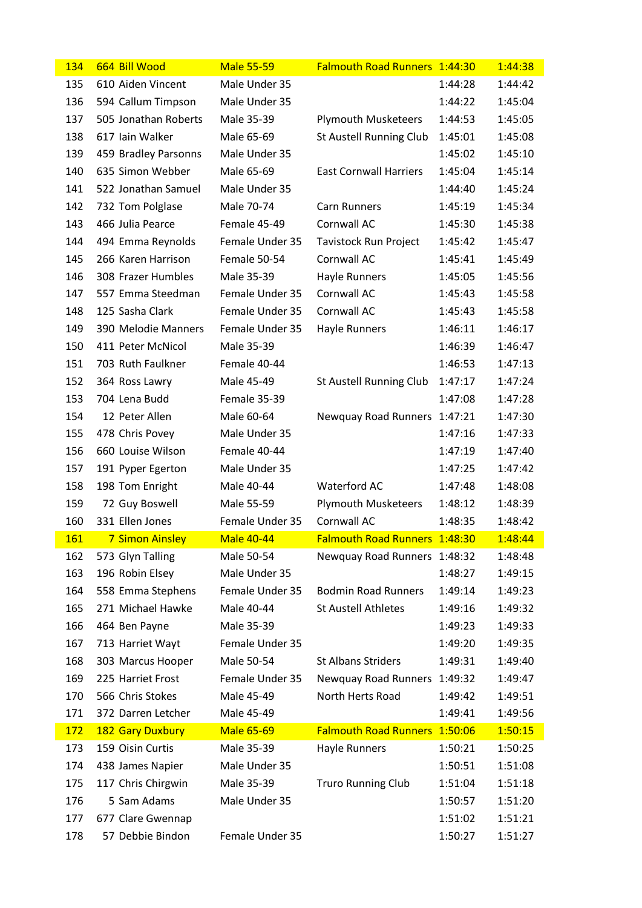| | | | | | | |
|---|---|---|---|---|---|---|
| 134 | 664 | Bill Wood | Male 55-59 | Falmouth Road Runners | 1:44:30 | 1:44:38 |
| 135 | 610 | Aiden Vincent | Male Under 35 | | 1:44:28 | 1:44:42 |
| 136 | 594 | Callum Timpson | Male Under 35 | | 1:44:22 | 1:45:04 |
| 137 | 505 | Jonathan Roberts | Male 35-39 | Plymouth Musketeers | 1:44:53 | 1:45:05 |
| 138 | 617 | Iain Walker | Male 65-69 | St Austell Running Club | 1:45:01 | 1:45:08 |
| 139 | 459 | Bradley Parsonns | Male Under 35 | | 1:45:02 | 1:45:10 |
| 140 | 635 | Simon Webber | Male 65-69 | East Cornwall Harriers | 1:45:04 | 1:45:14 |
| 141 | 522 | Jonathan Samuel | Male Under 35 | | 1:44:40 | 1:45:24 |
| 142 | 732 | Tom Polglase | Male 70-74 | Carn Runners | 1:45:19 | 1:45:34 |
| 143 | 466 | Julia Pearce | Female 45-49 | Cornwall AC | 1:45:30 | 1:45:38 |
| 144 | 494 | Emma Reynolds | Female Under 35 | Tavistock Run Project | 1:45:42 | 1:45:47 |
| 145 | 266 | Karen Harrison | Female 50-54 | Cornwall AC | 1:45:41 | 1:45:49 |
| 146 | 308 | Frazer Humbles | Male 35-39 | Hayle Runners | 1:45:05 | 1:45:56 |
| 147 | 557 | Emma Steedman | Female Under 35 | Cornwall AC | 1:45:43 | 1:45:58 |
| 148 | 125 | Sasha Clark | Female Under 35 | Cornwall AC | 1:45:43 | 1:45:58 |
| 149 | 390 | Melodie Manners | Female Under 35 | Hayle Runners | 1:46:11 | 1:46:17 |
| 150 | 411 | Peter McNicol | Male 35-39 | | 1:46:39 | 1:46:47 |
| 151 | 703 | Ruth Faulkner | Female 40-44 | | 1:46:53 | 1:47:13 |
| 152 | 364 | Ross Lawry | Male 45-49 | St Austell Running Club | 1:47:17 | 1:47:24 |
| 153 | 704 | Lena Budd | Female 35-39 | | 1:47:08 | 1:47:28 |
| 154 | 12 | Peter Allen | Male 60-64 | Newquay Road Runners | 1:47:21 | 1:47:30 |
| 155 | 478 | Chris Povey | Male Under 35 | | 1:47:16 | 1:47:33 |
| 156 | 660 | Louise Wilson | Female 40-44 | | 1:47:19 | 1:47:40 |
| 157 | 191 | Pyper Egerton | Male Under 35 | | 1:47:25 | 1:47:42 |
| 158 | 198 | Tom Enright | Male 40-44 | Waterford AC | 1:47:48 | 1:48:08 |
| 159 | 72 | Guy Boswell | Male 55-59 | Plymouth Musketeers | 1:48:12 | 1:48:39 |
| 160 | 331 | Ellen Jones | Female Under 35 | Cornwall AC | 1:48:35 | 1:48:42 |
| 161 | 7 | Simon Ainsley | Male 40-44 | Falmouth Road Runners | 1:48:30 | 1:48:44 |
| 162 | 573 | Glyn Talling | Male 50-54 | Newquay Road Runners | 1:48:32 | 1:48:48 |
| 163 | 196 | Robin Elsey | Male Under 35 | | 1:48:27 | 1:49:15 |
| 164 | 558 | Emma Stephens | Female Under 35 | Bodmin Road Runners | 1:49:14 | 1:49:23 |
| 165 | 271 | Michael Hawke | Male 40-44 | St Austell Athletes | 1:49:16 | 1:49:32 |
| 166 | 464 | Ben Payne | Male 35-39 | | 1:49:23 | 1:49:33 |
| 167 | 713 | Harriet Wayt | Female Under 35 | | 1:49:20 | 1:49:35 |
| 168 | 303 | Marcus Hooper | Male 50-54 | St Albans Striders | 1:49:31 | 1:49:40 |
| 169 | 225 | Harriet Frost | Female Under 35 | Newquay Road Runners | 1:49:32 | 1:49:47 |
| 170 | 566 | Chris Stokes | Male 45-49 | North Herts Road | 1:49:42 | 1:49:51 |
| 171 | 372 | Darren Letcher | Male 45-49 | | 1:49:41 | 1:49:56 |
| 172 | 182 | Gary Duxbury | Male 65-69 | Falmouth Road Runners | 1:50:06 | 1:50:15 |
| 173 | 159 | Oisin Curtis | Male 35-39 | Hayle Runners | 1:50:21 | 1:50:25 |
| 174 | 438 | James Napier | Male Under 35 | | 1:50:51 | 1:51:08 |
| 175 | 117 | Chris Chirgwin | Male 35-39 | Truro Running Club | 1:51:04 | 1:51:18 |
| 176 | 5 | Sam Adams | Male Under 35 | | 1:50:57 | 1:51:20 |
| 177 | 677 | Clare Gwennap | | | 1:51:02 | 1:51:21 |
| 178 | 57 | Debbie Bindon | Female Under 35 | | 1:50:27 | 1:51:27 |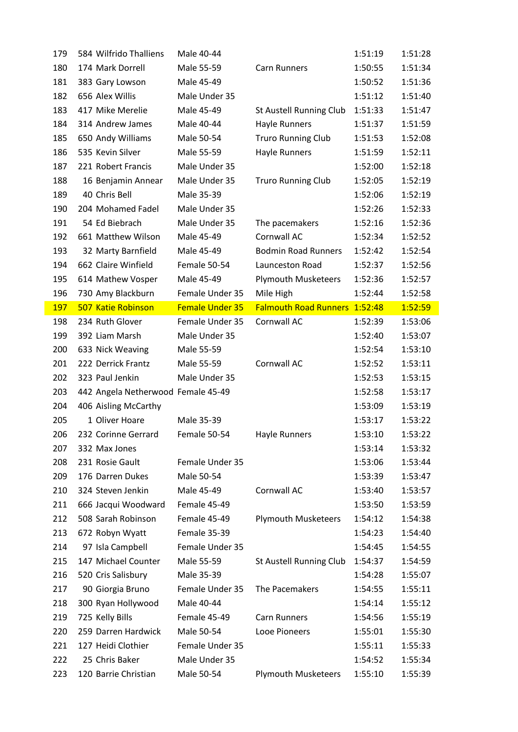| | | | | | |
|---|---|---|---|---|---|
| 179 | 584 Wilfrido Thalliens | Male 40-44 | | 1:51:19 | 1:51:28 |
| 180 | 174 Mark Dorrell | Male 55-59 | Carn Runners | 1:50:55 | 1:51:34 |
| 181 | 383 Gary Lowson | Male 45-49 | | 1:50:52 | 1:51:36 |
| 182 | 656 Alex Willis | Male Under 35 | | 1:51:12 | 1:51:40 |
| 183 | 417 Mike Merelie | Male 45-49 | St Austell Running Club | 1:51:33 | 1:51:47 |
| 184 | 314 Andrew James | Male 40-44 | Hayle Runners | 1:51:37 | 1:51:59 |
| 185 | 650 Andy Williams | Male 50-54 | Truro Running Club | 1:51:53 | 1:52:08 |
| 186 | 535 Kevin Silver | Male 55-59 | Hayle Runners | 1:51:59 | 1:52:11 |
| 187 | 221 Robert Francis | Male Under 35 | | 1:52:00 | 1:52:18 |
| 188 | 16 Benjamin Annear | Male Under 35 | Truro Running Club | 1:52:05 | 1:52:19 |
| 189 | 40 Chris Bell | Male 35-39 | | 1:52:06 | 1:52:19 |
| 190 | 204 Mohamed Fadel | Male Under 35 | | 1:52:26 | 1:52:33 |
| 191 | 54 Ed Biebrach | Male Under 35 | The pacemakers | 1:52:16 | 1:52:36 |
| 192 | 661 Matthew Wilson | Male 45-49 | Cornwall AC | 1:52:34 | 1:52:52 |
| 193 | 32 Marty Barnfield | Male 45-49 | Bodmin Road Runners | 1:52:42 | 1:52:54 |
| 194 | 662 Claire Winfield | Female 50-54 | Launceston Road | 1:52:37 | 1:52:56 |
| 195 | 614 Mathew Vosper | Male 45-49 | Plymouth Musketeers | 1:52:36 | 1:52:57 |
| 196 | 730 Amy Blackburn | Female Under 35 | Mile High | 1:52:44 | 1:52:58 |
| 197 | 507 Katie Robinson | Female Under 35 | Falmouth Road Runners | 1:52:48 | 1:52:59 |
| 198 | 234 Ruth Glover | Female Under 35 | Cornwall AC | 1:52:39 | 1:53:06 |
| 199 | 392 Liam Marsh | Male Under 35 | | 1:52:40 | 1:53:07 |
| 200 | 633 Nick Weaving | Male 55-59 | | 1:52:54 | 1:53:10 |
| 201 | 222 Derrick Frantz | Male 55-59 | Cornwall AC | 1:52:52 | 1:53:11 |
| 202 | 323 Paul Jenkin | Male Under 35 | | 1:52:53 | 1:53:15 |
| 203 | 442 Angela Netherwood | Female 45-49 | | 1:52:58 | 1:53:17 |
| 204 | 406 Aisling McCarthy | | | 1:53:09 | 1:53:19 |
| 205 | 1 Oliver Hoare | Male 35-39 | | 1:53:17 | 1:53:22 |
| 206 | 232 Corinne Gerrard | Female 50-54 | Hayle Runners | 1:53:10 | 1:53:22 |
| 207 | 332 Max Jones | | | 1:53:14 | 1:53:32 |
| 208 | 231 Rosie Gault | Female Under 35 | | 1:53:06 | 1:53:44 |
| 209 | 176 Darren Dukes | Male 50-54 | | 1:53:39 | 1:53:47 |
| 210 | 324 Steven Jenkin | Male 45-49 | Cornwall AC | 1:53:40 | 1:53:57 |
| 211 | 666 Jacqui Woodward | Female 45-49 | | 1:53:50 | 1:53:59 |
| 212 | 508 Sarah Robinson | Female 45-49 | Plymouth Musketeers | 1:54:12 | 1:54:38 |
| 213 | 672 Robyn Wyatt | Female 35-39 | | 1:54:23 | 1:54:40 |
| 214 | 97 Isla Campbell | Female Under 35 | | 1:54:45 | 1:54:55 |
| 215 | 147 Michael Counter | Male 55-59 | St Austell Running Club | 1:54:37 | 1:54:59 |
| 216 | 520 Cris Salisbury | Male 35-39 | | 1:54:28 | 1:55:07 |
| 217 | 90 Giorgia Bruno | Female Under 35 | The Pacemakers | 1:54:55 | 1:55:11 |
| 218 | 300 Ryan Hollywood | Male 40-44 | | 1:54:14 | 1:55:12 |
| 219 | 725 Kelly Bills | Female 45-49 | Carn Runners | 1:54:56 | 1:55:19 |
| 220 | 259 Darren Hardwick | Male 50-54 | Looe Pioneers | 1:55:01 | 1:55:30 |
| 221 | 127 Heidi Clothier | Female Under 35 | | 1:55:11 | 1:55:33 |
| 222 | 25 Chris Baker | Male Under 35 | | 1:54:52 | 1:55:34 |
| 223 | 120 Barrie Christian | Male 50-54 | Plymouth Musketeers | 1:55:10 | 1:55:39 |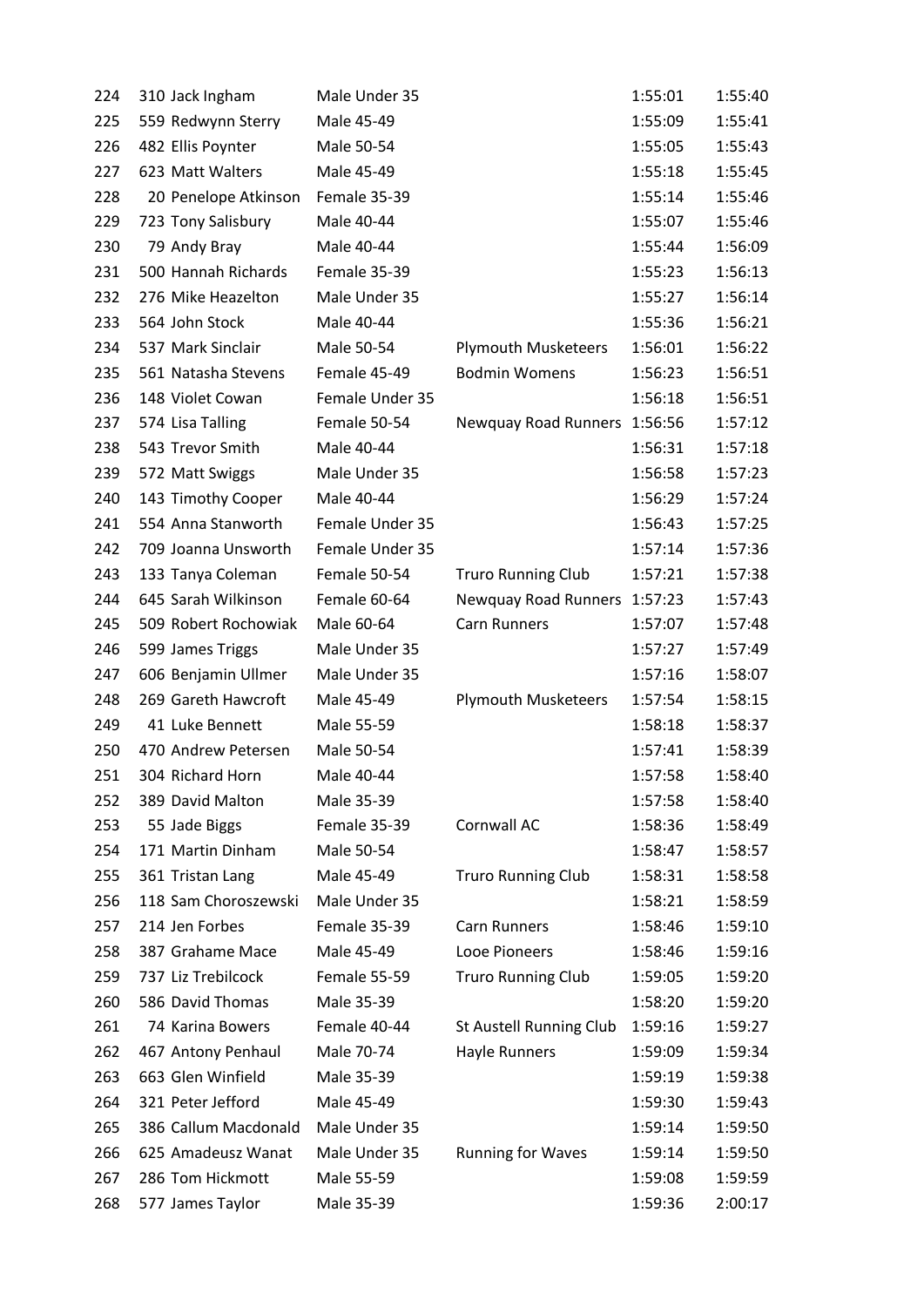| | | | | | | |
|---|---|---|---|---|---|---|
| 224 | 310 | Jack Ingham | Male Under 35 | | 1:55:01 | 1:55:40 |
| 225 | 559 | Redwynn Sterry | Male 45-49 | | 1:55:09 | 1:55:41 |
| 226 | 482 | Ellis Poynter | Male 50-54 | | 1:55:05 | 1:55:43 |
| 227 | 623 | Matt Walters | Male 45-49 | | 1:55:18 | 1:55:45 |
| 228 | 20 | Penelope Atkinson | Female 35-39 | | 1:55:14 | 1:55:46 |
| 229 | 723 | Tony Salisbury | Male 40-44 | | 1:55:07 | 1:55:46 |
| 230 | 79 | Andy Bray | Male 40-44 | | 1:55:44 | 1:56:09 |
| 231 | 500 | Hannah Richards | Female 35-39 | | 1:55:23 | 1:56:13 |
| 232 | 276 | Mike Heazelton | Male Under 35 | | 1:55:27 | 1:56:14 |
| 233 | 564 | John Stock | Male 40-44 | | 1:55:36 | 1:56:21 |
| 234 | 537 | Mark Sinclair | Male 50-54 | Plymouth Musketeers | 1:56:01 | 1:56:22 |
| 235 | 561 | Natasha Stevens | Female 45-49 | Bodmin Womens | 1:56:23 | 1:56:51 |
| 236 | 148 | Violet Cowan | Female Under 35 | | 1:56:18 | 1:56:51 |
| 237 | 574 | Lisa Talling | Female 50-54 | Newquay Road Runners | 1:56:56 | 1:57:12 |
| 238 | 543 | Trevor Smith | Male 40-44 | | 1:56:31 | 1:57:18 |
| 239 | 572 | Matt Swiggs | Male Under 35 | | 1:56:58 | 1:57:23 |
| 240 | 143 | Timothy Cooper | Male 40-44 | | 1:56:29 | 1:57:24 |
| 241 | 554 | Anna Stanworth | Female Under 35 | | 1:56:43 | 1:57:25 |
| 242 | 709 | Joanna Unsworth | Female Under 35 | | 1:57:14 | 1:57:36 |
| 243 | 133 | Tanya Coleman | Female 50-54 | Truro Running Club | 1:57:21 | 1:57:38 |
| 244 | 645 | Sarah Wilkinson | Female 60-64 | Newquay Road Runners | 1:57:23 | 1:57:43 |
| 245 | 509 | Robert Rochowiak | Male 60-64 | Carn Runners | 1:57:07 | 1:57:48 |
| 246 | 599 | James Triggs | Male Under 35 | | 1:57:27 | 1:57:49 |
| 247 | 606 | Benjamin Ullmer | Male Under 35 | | 1:57:16 | 1:58:07 |
| 248 | 269 | Gareth Hawcroft | Male 45-49 | Plymouth Musketeers | 1:57:54 | 1:58:15 |
| 249 | 41 | Luke Bennett | Male 55-59 | | 1:58:18 | 1:58:37 |
| 250 | 470 | Andrew Petersen | Male 50-54 | | 1:57:41 | 1:58:39 |
| 251 | 304 | Richard Horn | Male 40-44 | | 1:57:58 | 1:58:40 |
| 252 | 389 | David Malton | Male 35-39 | | 1:57:58 | 1:58:40 |
| 253 | 55 | Jade Biggs | Female 35-39 | Cornwall AC | 1:58:36 | 1:58:49 |
| 254 | 171 | Martin Dinham | Male 50-54 | | 1:58:47 | 1:58:57 |
| 255 | 361 | Tristan Lang | Male 45-49 | Truro Running Club | 1:58:31 | 1:58:58 |
| 256 | 118 | Sam Choroszewski | Male Under 35 | | 1:58:21 | 1:58:59 |
| 257 | 214 | Jen Forbes | Female 35-39 | Carn Runners | 1:58:46 | 1:59:10 |
| 258 | 387 | Grahame Mace | Male 45-49 | Looe Pioneers | 1:58:46 | 1:59:16 |
| 259 | 737 | Liz Trebilcock | Female 55-59 | Truro Running Club | 1:59:05 | 1:59:20 |
| 260 | 586 | David Thomas | Male 35-39 | | 1:58:20 | 1:59:20 |
| 261 | 74 | Karina Bowers | Female 40-44 | St Austell Running Club | 1:59:16 | 1:59:27 |
| 262 | 467 | Antony Penhaul | Male 70-74 | Hayle Runners | 1:59:09 | 1:59:34 |
| 263 | 663 | Glen Winfield | Male 35-39 | | 1:59:19 | 1:59:38 |
| 264 | 321 | Peter Jefford | Male 45-49 | | 1:59:30 | 1:59:43 |
| 265 | 386 | Callum Macdonald | Male Under 35 | | 1:59:14 | 1:59:50 |
| 266 | 625 | Amadeusz Wanat | Male Under 35 | Running for Waves | 1:59:14 | 1:59:50 |
| 267 | 286 | Tom Hickmott | Male 55-59 | | 1:59:08 | 1:59:59 |
| 268 | 577 | James Taylor | Male 35-39 | | 1:59:36 | 2:00:17 |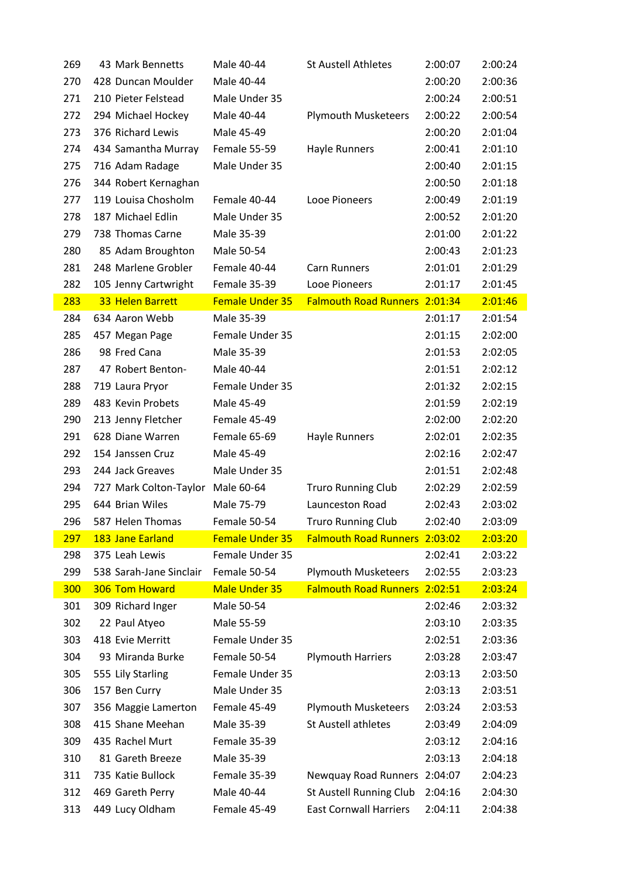| | | | | | | |
|---|---|---|---|---|---|---|
| 269 | 43 | Mark Bennetts | Male 40-44 | St Austell Athletes | 2:00:07 | 2:00:24 |
| 270 | 428 | Duncan Moulder | Male 40-44 | | 2:00:20 | 2:00:36 |
| 271 | 210 | Pieter Felstead | Male Under 35 | | 2:00:24 | 2:00:51 |
| 272 | 294 | Michael Hockey | Male 40-44 | Plymouth Musketeers | 2:00:22 | 2:00:54 |
| 273 | 376 | Richard Lewis | Male 45-49 | | 2:00:20 | 2:01:04 |
| 274 | 434 | Samantha Murray | Female 55-59 | Hayle Runners | 2:00:41 | 2:01:10 |
| 275 | 716 | Adam Radage | Male Under 35 | | 2:00:40 | 2:01:15 |
| 276 | 344 | Robert Kernaghan | | | 2:00:50 | 2:01:18 |
| 277 | 119 | Louisa Chosholm | Female 40-44 | Looe Pioneers | 2:00:49 | 2:01:19 |
| 278 | 187 | Michael Edlin | Male Under 35 | | 2:00:52 | 2:01:20 |
| 279 | 738 | Thomas Carne | Male 35-39 | | 2:01:00 | 2:01:22 |
| 280 | 85 | Adam Broughton | Male 50-54 | | 2:00:43 | 2:01:23 |
| 281 | 248 | Marlene Grobler | Female 40-44 | Carn Runners | 2:01:01 | 2:01:29 |
| 282 | 105 | Jenny Cartwright | Female 35-39 | Looe Pioneers | 2:01:17 | 2:01:45 |
| 283 | 33 | Helen Barrett | Female Under 35 | Falmouth Road Runners | 2:01:34 | 2:01:46 |
| 284 | 634 | Aaron Webb | Male 35-39 | | 2:01:17 | 2:01:54 |
| 285 | 457 | Megan Page | Female Under 35 | | 2:01:15 | 2:02:00 |
| 286 | 98 | Fred Cana | Male 35-39 | | 2:01:53 | 2:02:05 |
| 287 | 47 | Robert Benton- | Male 40-44 | | 2:01:51 | 2:02:12 |
| 288 | 719 | Laura Pryor | Female Under 35 | | 2:01:32 | 2:02:15 |
| 289 | 483 | Kevin Probets | Male 45-49 | | 2:01:59 | 2:02:19 |
| 290 | 213 | Jenny Fletcher | Female 45-49 | | 2:02:00 | 2:02:20 |
| 291 | 628 | Diane Warren | Female 65-69 | Hayle Runners | 2:02:01 | 2:02:35 |
| 292 | 154 | Janssen Cruz | Male 45-49 | | 2:02:16 | 2:02:47 |
| 293 | 244 | Jack Greaves | Male Under 35 | | 2:01:51 | 2:02:48 |
| 294 | 727 | Mark Colton-Taylor | Male 60-64 | Truro Running Club | 2:02:29 | 2:02:59 |
| 295 | 644 | Brian Wiles | Male 75-79 | Launceston Road | 2:02:43 | 2:03:02 |
| 296 | 587 | Helen Thomas | Female 50-54 | Truro Running Club | 2:02:40 | 2:03:09 |
| 297 | 183 | Jane Earland | Female Under 35 | Falmouth Road Runners | 2:03:02 | 2:03:20 |
| 298 | 375 | Leah Lewis | Female Under 35 | | 2:02:41 | 2:03:22 |
| 299 | 538 | Sarah-Jane Sinclair | Female 50-54 | Plymouth Musketeers | 2:02:55 | 2:03:23 |
| 300 | 306 | Tom Howard | Male Under 35 | Falmouth Road Runners | 2:02:51 | 2:03:24 |
| 301 | 309 | Richard Inger | Male 50-54 | | 2:02:46 | 2:03:32 |
| 302 | 22 | Paul Atyeo | Male 55-59 | | 2:03:10 | 2:03:35 |
| 303 | 418 | Evie Merritt | Female Under 35 | | 2:02:51 | 2:03:36 |
| 304 | 93 | Miranda Burke | Female 50-54 | Plymouth Harriers | 2:03:28 | 2:03:47 |
| 305 | 555 | Lily Starling | Female Under 35 | | 2:03:13 | 2:03:50 |
| 306 | 157 | Ben Curry | Male Under 35 | | 2:03:13 | 2:03:51 |
| 307 | 356 | Maggie Lamerton | Female 45-49 | Plymouth Musketeers | 2:03:24 | 2:03:53 |
| 308 | 415 | Shane Meehan | Male 35-39 | St Austell athletes | 2:03:49 | 2:04:09 |
| 309 | 435 | Rachel Murt | Female 35-39 | | 2:03:12 | 2:04:16 |
| 310 | 81 | Gareth Breeze | Male 35-39 | | 2:03:13 | 2:04:18 |
| 311 | 735 | Katie Bullock | Female 35-39 | Newquay Road Runners | 2:04:07 | 2:04:23 |
| 312 | 469 | Gareth Perry | Male 40-44 | St Austell Running Club | 2:04:16 | 2:04:30 |
| 313 | 449 | Lucy Oldham | Female 45-49 | East Cornwall Harriers | 2:04:11 | 2:04:38 |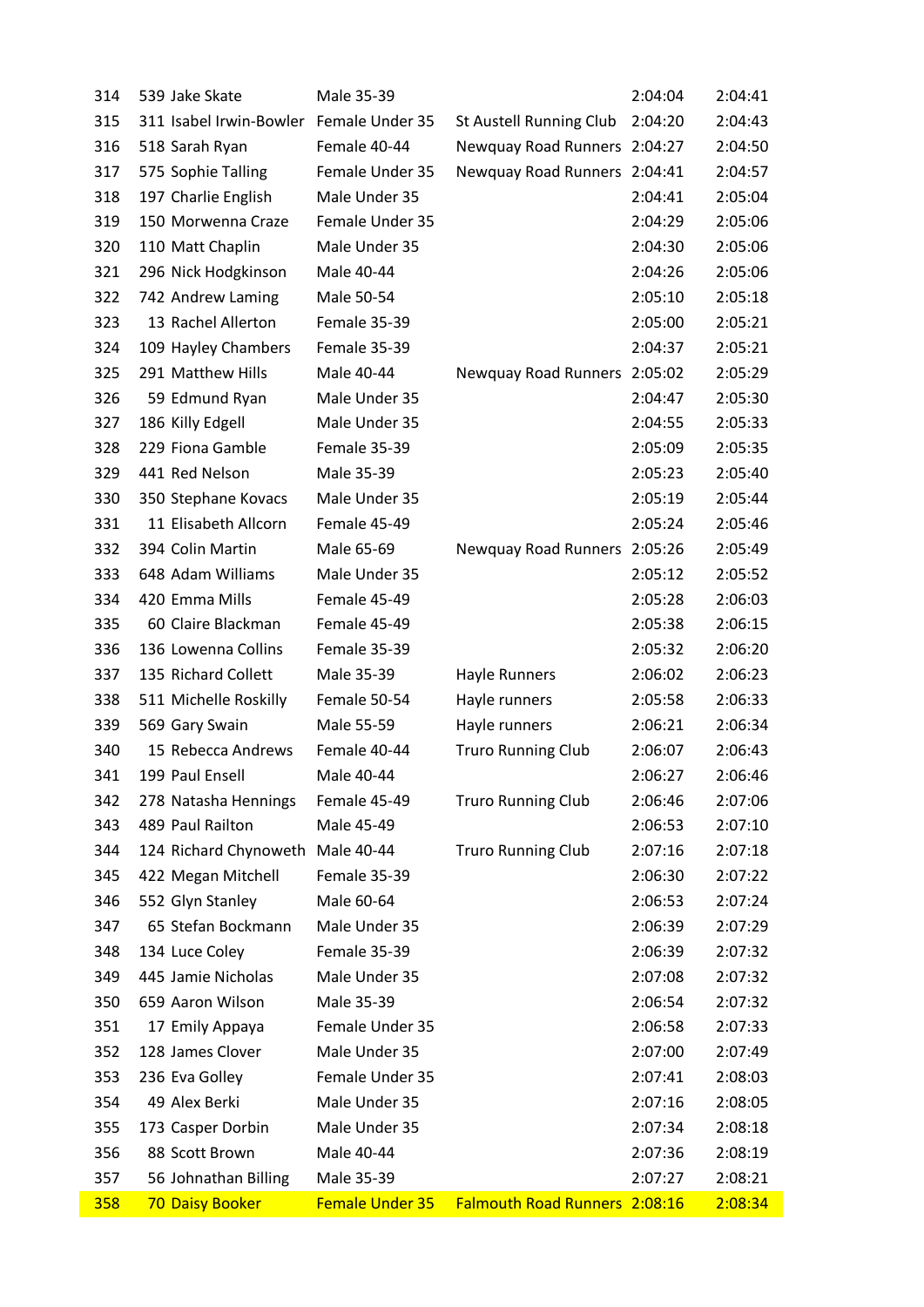| 314 | 539 | Jake Skate | Male 35-39 | | 2:04:04 | 2:04:41 |
|---|---|---|---|---|---|---|
| 315 | 311 | Isabel Irwin-Bowler | Female Under 35 | St Austell Running Club | 2:04:20 | 2:04:43 |
| 316 | 518 | Sarah Ryan | Female 40-44 | Newquay Road Runners | 2:04:27 | 2:04:50 |
| 317 | 575 | Sophie Talling | Female Under 35 | Newquay Road Runners | 2:04:41 | 2:04:57 |
| 318 | 197 | Charlie English | Male Under 35 | | 2:04:41 | 2:05:04 |
| 319 | 150 | Morwenna Craze | Female Under 35 | | 2:04:29 | 2:05:06 |
| 320 | 110 | Matt Chaplin | Male Under 35 | | 2:04:30 | 2:05:06 |
| 321 | 296 | Nick Hodgkinson | Male 40-44 | | 2:04:26 | 2:05:06 |
| 322 | 742 | Andrew Laming | Male 50-54 | | 2:05:10 | 2:05:18 |
| 323 | 13 | Rachel Allerton | Female 35-39 | | 2:05:00 | 2:05:21 |
| 324 | 109 | Hayley Chambers | Female 35-39 | | 2:04:37 | 2:05:21 |
| 325 | 291 | Matthew Hills | Male 40-44 | Newquay Road Runners | 2:05:02 | 2:05:29 |
| 326 | 59 | Edmund Ryan | Male Under 35 | | 2:04:47 | 2:05:30 |
| 327 | 186 | Killy Edgell | Male Under 35 | | 2:04:55 | 2:05:33 |
| 328 | 229 | Fiona Gamble | Female 35-39 | | 2:05:09 | 2:05:35 |
| 329 | 441 | Red Nelson | Male 35-39 | | 2:05:23 | 2:05:40 |
| 330 | 350 | Stephane Kovacs | Male Under 35 | | 2:05:19 | 2:05:44 |
| 331 | 11 | Elisabeth Allcorn | Female 45-49 | | 2:05:24 | 2:05:46 |
| 332 | 394 | Colin Martin | Male 65-69 | Newquay Road Runners | 2:05:26 | 2:05:49 |
| 333 | 648 | Adam Williams | Male Under 35 | | 2:05:12 | 2:05:52 |
| 334 | 420 | Emma Mills | Female 45-49 | | 2:05:28 | 2:06:03 |
| 335 | 60 | Claire Blackman | Female 45-49 | | 2:05:38 | 2:06:15 |
| 336 | 136 | Lowenna Collins | Female 35-39 | | 2:05:32 | 2:06:20 |
| 337 | 135 | Richard Collett | Male 35-39 | Hayle Runners | 2:06:02 | 2:06:23 |
| 338 | 511 | Michelle Roskilly | Female 50-54 | Hayle runners | 2:05:58 | 2:06:33 |
| 339 | 569 | Gary Swain | Male 55-59 | Hayle runners | 2:06:21 | 2:06:34 |
| 340 | 15 | Rebecca Andrews | Female 40-44 | Truro Running Club | 2:06:07 | 2:06:43 |
| 341 | 199 | Paul Ensell | Male 40-44 | | 2:06:27 | 2:06:46 |
| 342 | 278 | Natasha Hennings | Female 45-49 | Truro Running Club | 2:06:46 | 2:07:06 |
| 343 | 489 | Paul Railton | Male 45-49 | | 2:06:53 | 2:07:10 |
| 344 | 124 | Richard Chynoweth | Male 40-44 | Truro Running Club | 2:07:16 | 2:07:18 |
| 345 | 422 | Megan Mitchell | Female 35-39 | | 2:06:30 | 2:07:22 |
| 346 | 552 | Glyn Stanley | Male 60-64 | | 2:06:53 | 2:07:24 |
| 347 | 65 | Stefan Bockmann | Male Under 35 | | 2:06:39 | 2:07:29 |
| 348 | 134 | Luce Coley | Female 35-39 | | 2:06:39 | 2:07:32 |
| 349 | 445 | Jamie Nicholas | Male Under 35 | | 2:07:08 | 2:07:32 |
| 350 | 659 | Aaron Wilson | Male 35-39 | | 2:06:54 | 2:07:32 |
| 351 | 17 | Emily Appaya | Female Under 35 | | 2:06:58 | 2:07:33 |
| 352 | 128 | James Clover | Male Under 35 | | 2:07:00 | 2:07:49 |
| 353 | 236 | Eva Golley | Female Under 35 | | 2:07:41 | 2:08:03 |
| 354 | 49 | Alex Berki | Male Under 35 | | 2:07:16 | 2:08:05 |
| 355 | 173 | Casper Dorbin | Male Under 35 | | 2:07:34 | 2:08:18 |
| 356 | 88 | Scott Brown | Male 40-44 | | 2:07:36 | 2:08:19 |
| 357 | 56 | Johnathan Billing | Male 35-39 | | 2:07:27 | 2:08:21 |
| 358 | 70 | Daisy Booker | Female Under 35 | Falmouth Road Runners | 2:08:16 | 2:08:34 |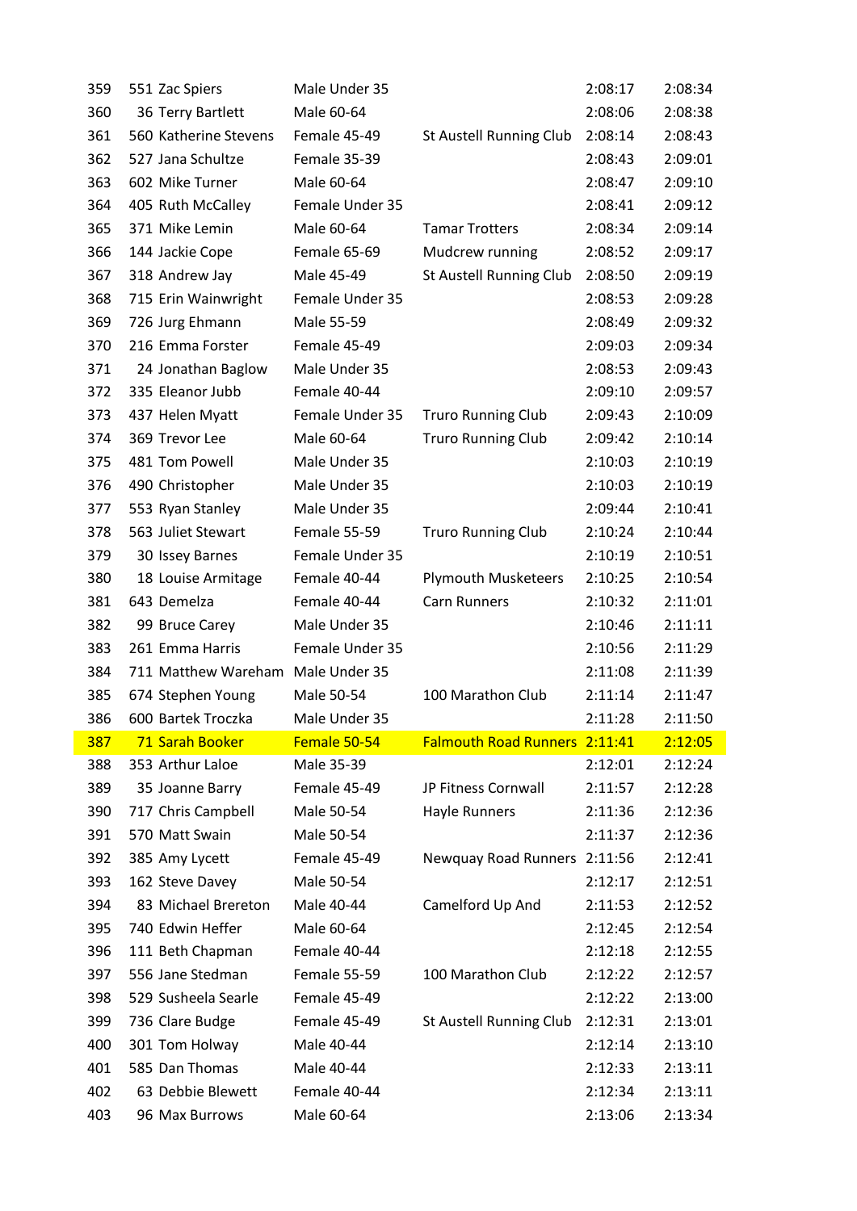| | | | | | |
|---|---|---|---|---|---|
| 359 | 551 Zac Spiers | Male Under 35 | | 2:08:17 | 2:08:34 |
| 360 | 36 Terry Bartlett | Male 60-64 | | 2:08:06 | 2:08:38 |
| 361 | 560 Katherine Stevens | Female 45-49 | St Austell Running Club | 2:08:14 | 2:08:43 |
| 362 | 527 Jana Schultze | Female 35-39 | | 2:08:43 | 2:09:01 |
| 363 | 602 Mike Turner | Male 60-64 | | 2:08:47 | 2:09:10 |
| 364 | 405 Ruth McCalley | Female Under 35 | | 2:08:41 | 2:09:12 |
| 365 | 371 Mike Lemin | Male 60-64 | Tamar Trotters | 2:08:34 | 2:09:14 |
| 366 | 144 Jackie Cope | Female 65-69 | Mudcrew running | 2:08:52 | 2:09:17 |
| 367 | 318 Andrew Jay | Male 45-49 | St Austell Running Club | 2:08:50 | 2:09:19 |
| 368 | 715 Erin Wainwright | Female Under 35 | | 2:08:53 | 2:09:28 |
| 369 | 726 Jurg Ehmann | Male 55-59 | | 2:08:49 | 2:09:32 |
| 370 | 216 Emma Forster | Female 45-49 | | 2:09:03 | 2:09:34 |
| 371 | 24 Jonathan Baglow | Male Under 35 | | 2:08:53 | 2:09:43 |
| 372 | 335 Eleanor Jubb | Female 40-44 | | 2:09:10 | 2:09:57 |
| 373 | 437 Helen Myatt | Female Under 35 | Truro Running Club | 2:09:43 | 2:10:09 |
| 374 | 369 Trevor Lee | Male 60-64 | Truro Running Club | 2:09:42 | 2:10:14 |
| 375 | 481 Tom Powell | Male Under 35 | | 2:10:03 | 2:10:19 |
| 376 | 490 Christopher | Male Under 35 | | 2:10:03 | 2:10:19 |
| 377 | 553 Ryan Stanley | Male Under 35 | | 2:09:44 | 2:10:41 |
| 378 | 563 Juliet Stewart | Female 55-59 | Truro Running Club | 2:10:24 | 2:10:44 |
| 379 | 30 Issey Barnes | Female Under 35 | | 2:10:19 | 2:10:51 |
| 380 | 18 Louise Armitage | Female 40-44 | Plymouth Musketeers | 2:10:25 | 2:10:54 |
| 381 | 643 Demelza | Female 40-44 | Carn Runners | 2:10:32 | 2:11:01 |
| 382 | 99 Bruce Carey | Male Under 35 | | 2:10:46 | 2:11:11 |
| 383 | 261 Emma Harris | Female Under 35 | | 2:10:56 | 2:11:29 |
| 384 | 711 Matthew Wareham | Male Under 35 | | 2:11:08 | 2:11:39 |
| 385 | 674 Stephen Young | Male 50-54 | 100 Marathon Club | 2:11:14 | 2:11:47 |
| 386 | 600 Bartek Troczka | Male Under 35 | | 2:11:28 | 2:11:50 |
| 387 | 71 Sarah Booker | Female 50-54 | Falmouth Road Runners | 2:11:41 | 2:12:05 |
| 388 | 353 Arthur Laloe | Male 35-39 | | 2:12:01 | 2:12:24 |
| 389 | 35 Joanne Barry | Female 45-49 | JP Fitness Cornwall | 2:11:57 | 2:12:28 |
| 390 | 717 Chris Campbell | Male 50-54 | Hayle Runners | 2:11:36 | 2:12:36 |
| 391 | 570 Matt Swain | Male 50-54 | | 2:11:37 | 2:12:36 |
| 392 | 385 Amy Lycett | Female 45-49 | Newquay Road Runners | 2:11:56 | 2:12:41 |
| 393 | 162 Steve Davey | Male 50-54 | | 2:12:17 | 2:12:51 |
| 394 | 83 Michael Brereton | Male 40-44 | Camelford Up And | 2:11:53 | 2:12:52 |
| 395 | 740 Edwin Heffer | Male 60-64 | | 2:12:45 | 2:12:54 |
| 396 | 111 Beth Chapman | Female 40-44 | | 2:12:18 | 2:12:55 |
| 397 | 556 Jane Stedman | Female 55-59 | 100 Marathon Club | 2:12:22 | 2:12:57 |
| 398 | 529 Susheela Searle | Female 45-49 | | 2:12:22 | 2:13:00 |
| 399 | 736 Clare Budge | Female 45-49 | St Austell Running Club | 2:12:31 | 2:13:01 |
| 400 | 301 Tom Holway | Male 40-44 | | 2:12:14 | 2:13:10 |
| 401 | 585 Dan Thomas | Male 40-44 | | 2:12:33 | 2:13:11 |
| 402 | 63 Debbie Blewett | Female 40-44 | | 2:12:34 | 2:13:11 |
| 403 | 96 Max Burrows | Male 60-64 | | 2:13:06 | 2:13:34 |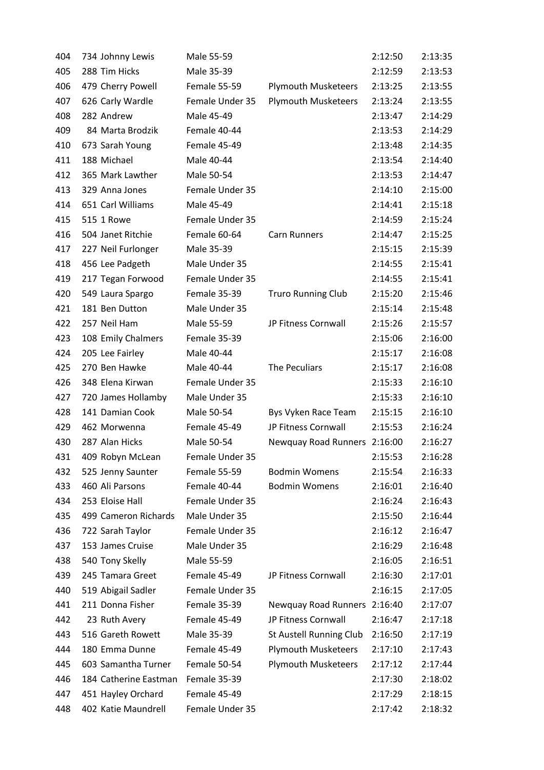| | | | | | | |
|---|---|---|---|---|---|---|
| 404 | 734 | Johnny Lewis | Male 55-59 | | 2:12:50 | 2:13:35 |
| 405 | 288 | Tim Hicks | Male 35-39 | | 2:12:59 | 2:13:53 |
| 406 | 479 | Cherry Powell | Female 55-59 | Plymouth Musketeers | 2:13:25 | 2:13:55 |
| 407 | 626 | Carly Wardle | Female Under 35 | Plymouth Musketeers | 2:13:24 | 2:13:55 |
| 408 | 282 | Andrew | Male 45-49 | | 2:13:47 | 2:14:29 |
| 409 | 84 | Marta Brodzik | Female 40-44 | | 2:13:53 | 2:14:29 |
| 410 | 673 | Sarah Young | Female 45-49 | | 2:13:48 | 2:14:35 |
| 411 | 188 | Michael | Male 40-44 | | 2:13:54 | 2:14:40 |
| 412 | 365 | Mark Lawther | Male 50-54 | | 2:13:53 | 2:14:47 |
| 413 | 329 | Anna Jones | Female Under 35 | | 2:14:10 | 2:15:00 |
| 414 | 651 | Carl Williams | Male 45-49 | | 2:14:41 | 2:15:18 |
| 415 | 515 | 1 Rowe | Female Under 35 | | 2:14:59 | 2:15:24 |
| 416 | 504 | Janet Ritchie | Female 60-64 | Carn Runners | 2:14:47 | 2:15:25 |
| 417 | 227 | Neil Furlonger | Male 35-39 | | 2:15:15 | 2:15:39 |
| 418 | 456 | Lee Padgeth | Male Under 35 | | 2:14:55 | 2:15:41 |
| 419 | 217 | Tegan Forwood | Female Under 35 | | 2:14:55 | 2:15:41 |
| 420 | 549 | Laura Spargo | Female 35-39 | Truro Running Club | 2:15:20 | 2:15:46 |
| 421 | 181 | Ben Dutton | Male Under 35 | | 2:15:14 | 2:15:48 |
| 422 | 257 | Neil Ham | Male 55-59 | JP Fitness Cornwall | 2:15:26 | 2:15:57 |
| 423 | 108 | Emily Chalmers | Female 35-39 | | 2:15:06 | 2:16:00 |
| 424 | 205 | Lee Fairley | Male 40-44 | | 2:15:17 | 2:16:08 |
| 425 | 270 | Ben Hawke | Male 40-44 | The Peculiars | 2:15:17 | 2:16:08 |
| 426 | 348 | Elena Kirwan | Female Under 35 | | 2:15:33 | 2:16:10 |
| 427 | 720 | James Hollamby | Male Under 35 | | 2:15:33 | 2:16:10 |
| 428 | 141 | Damian Cook | Male 50-54 | Bys Vyken Race Team | 2:15:15 | 2:16:10 |
| 429 | 462 | Morwenna | Female 45-49 | JP Fitness Cornwall | 2:15:53 | 2:16:24 |
| 430 | 287 | Alan Hicks | Male 50-54 | Newquay Road Runners | 2:16:00 | 2:16:27 |
| 431 | 409 | Robyn McLean | Female Under 35 | | 2:15:53 | 2:16:28 |
| 432 | 525 | Jenny Saunter | Female 55-59 | Bodmin Womens | 2:15:54 | 2:16:33 |
| 433 | 460 | Ali Parsons | Female 40-44 | Bodmin Womens | 2:16:01 | 2:16:40 |
| 434 | 253 | Eloise Hall | Female Under 35 | | 2:16:24 | 2:16:43 |
| 435 | 499 | Cameron Richards | Male Under 35 | | 2:15:50 | 2:16:44 |
| 436 | 722 | Sarah Taylor | Female Under 35 | | 2:16:12 | 2:16:47 |
| 437 | 153 | James Cruise | Male Under 35 | | 2:16:29 | 2:16:48 |
| 438 | 540 | Tony Skelly | Male 55-59 | | 2:16:05 | 2:16:51 |
| 439 | 245 | Tamara Greet | Female 45-49 | JP Fitness Cornwall | 2:16:30 | 2:17:01 |
| 440 | 519 | Abigail Sadler | Female Under 35 | | 2:16:15 | 2:17:05 |
| 441 | 211 | Donna Fisher | Female 35-39 | Newquay Road Runners | 2:16:40 | 2:17:07 |
| 442 | 23 | Ruth Avery | Female 45-49 | JP Fitness Cornwall | 2:16:47 | 2:17:18 |
| 443 | 516 | Gareth Rowett | Male 35-39 | St Austell Running Club | 2:16:50 | 2:17:19 |
| 444 | 180 | Emma Dunne | Female 45-49 | Plymouth Musketeers | 2:17:10 | 2:17:43 |
| 445 | 603 | Samantha Turner | Female 50-54 | Plymouth Musketeers | 2:17:12 | 2:17:44 |
| 446 | 184 | Catherine Eastman | Female 35-39 | | 2:17:30 | 2:18:02 |
| 447 | 451 | Hayley Orchard | Female 45-49 | | 2:17:29 | 2:18:15 |
| 448 | 402 | Katie Maundrell | Female Under 35 | | 2:17:42 | 2:18:32 |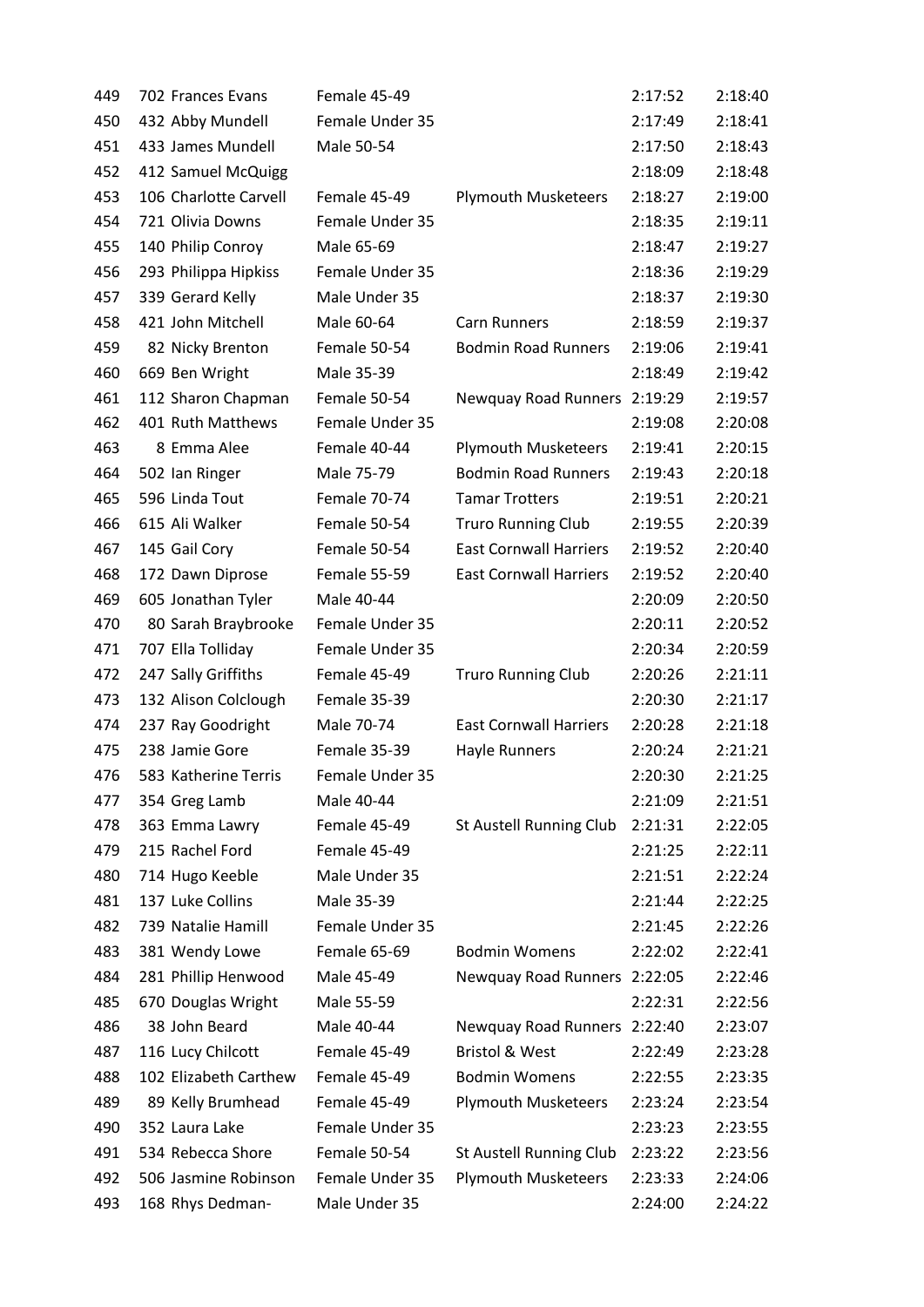| | | | | | | |
|---|---|---|---|---|---|---|
| 449 | 702 | Frances Evans | Female 45-49 | | 2:17:52 | 2:18:40 |
| 450 | 432 | Abby Mundell | Female Under 35 | | 2:17:49 | 2:18:41 |
| 451 | 433 | James Mundell | Male 50-54 | | 2:17:50 | 2:18:43 |
| 452 | 412 | Samuel McQuigg | | | 2:18:09 | 2:18:48 |
| 453 | 106 | Charlotte Carvell | Female 45-49 | Plymouth Musketeers | 2:18:27 | 2:19:00 |
| 454 | 721 | Olivia Downs | Female Under 35 | | 2:18:35 | 2:19:11 |
| 455 | 140 | Philip Conroy | Male 65-69 | | 2:18:47 | 2:19:27 |
| 456 | 293 | Philippa Hipkiss | Female Under 35 | | 2:18:36 | 2:19:29 |
| 457 | 339 | Gerard Kelly | Male Under 35 | | 2:18:37 | 2:19:30 |
| 458 | 421 | John Mitchell | Male 60-64 | Carn Runners | 2:18:59 | 2:19:37 |
| 459 | 82 | Nicky Brenton | Female 50-54 | Bodmin Road Runners | 2:19:06 | 2:19:41 |
| 460 | 669 | Ben Wright | Male 35-39 | | 2:18:49 | 2:19:42 |
| 461 | 112 | Sharon Chapman | Female 50-54 | Newquay Road Runners | 2:19:29 | 2:19:57 |
| 462 | 401 | Ruth Matthews | Female Under 35 | | 2:19:08 | 2:20:08 |
| 463 | 8 | Emma Alee | Female 40-44 | Plymouth Musketeers | 2:19:41 | 2:20:15 |
| 464 | 502 | Ian Ringer | Male 75-79 | Bodmin Road Runners | 2:19:43 | 2:20:18 |
| 465 | 596 | Linda Tout | Female 70-74 | Tamar Trotters | 2:19:51 | 2:20:21 |
| 466 | 615 | Ali Walker | Female 50-54 | Truro Running Club | 2:19:55 | 2:20:39 |
| 467 | 145 | Gail Cory | Female 50-54 | East Cornwall Harriers | 2:19:52 | 2:20:40 |
| 468 | 172 | Dawn Diprose | Female 55-59 | East Cornwall Harriers | 2:19:52 | 2:20:40 |
| 469 | 605 | Jonathan Tyler | Male 40-44 | | 2:20:09 | 2:20:50 |
| 470 | 80 | Sarah Braybrooke | Female Under 35 | | 2:20:11 | 2:20:52 |
| 471 | 707 | Ella Tolliday | Female Under 35 | | 2:20:34 | 2:20:59 |
| 472 | 247 | Sally Griffiths | Female 45-49 | Truro Running Club | 2:20:26 | 2:21:11 |
| 473 | 132 | Alison Colclough | Female 35-39 | | 2:20:30 | 2:21:17 |
| 474 | 237 | Ray Goodright | Male 70-74 | East Cornwall Harriers | 2:20:28 | 2:21:18 |
| 475 | 238 | Jamie Gore | Female 35-39 | Hayle Runners | 2:20:24 | 2:21:21 |
| 476 | 583 | Katherine Terris | Female Under 35 | | 2:20:30 | 2:21:25 |
| 477 | 354 | Greg Lamb | Male 40-44 | | 2:21:09 | 2:21:51 |
| 478 | 363 | Emma Lawry | Female 45-49 | St Austell Running Club | 2:21:31 | 2:22:05 |
| 479 | 215 | Rachel Ford | Female 45-49 | | 2:21:25 | 2:22:11 |
| 480 | 714 | Hugo Keeble | Male Under 35 | | 2:21:51 | 2:22:24 |
| 481 | 137 | Luke Collins | Male 35-39 | | 2:21:44 | 2:22:25 |
| 482 | 739 | Natalie Hamill | Female Under 35 | | 2:21:45 | 2:22:26 |
| 483 | 381 | Wendy Lowe | Female 65-69 | Bodmin Womens | 2:22:02 | 2:22:41 |
| 484 | 281 | Phillip Henwood | Male 45-49 | Newquay Road Runners | 2:22:05 | 2:22:46 |
| 485 | 670 | Douglas Wright | Male 55-59 | | 2:22:31 | 2:22:56 |
| 486 | 38 | John Beard | Male 40-44 | Newquay Road Runners | 2:22:40 | 2:23:07 |
| 487 | 116 | Lucy Chilcott | Female 45-49 | Bristol & West | 2:22:49 | 2:23:28 |
| 488 | 102 | Elizabeth Carthew | Female 45-49 | Bodmin Womens | 2:22:55 | 2:23:35 |
| 489 | 89 | Kelly Brumhead | Female 45-49 | Plymouth Musketeers | 2:23:24 | 2:23:54 |
| 490 | 352 | Laura Lake | Female Under 35 | | 2:23:23 | 2:23:55 |
| 491 | 534 | Rebecca Shore | Female 50-54 | St Austell Running Club | 2:23:22 | 2:23:56 |
| 492 | 506 | Jasmine Robinson | Female Under 35 | Plymouth Musketeers | 2:23:33 | 2:24:06 |
| 493 | 168 | Rhys Dedman- | Male Under 35 | | 2:24:00 | 2:24:22 |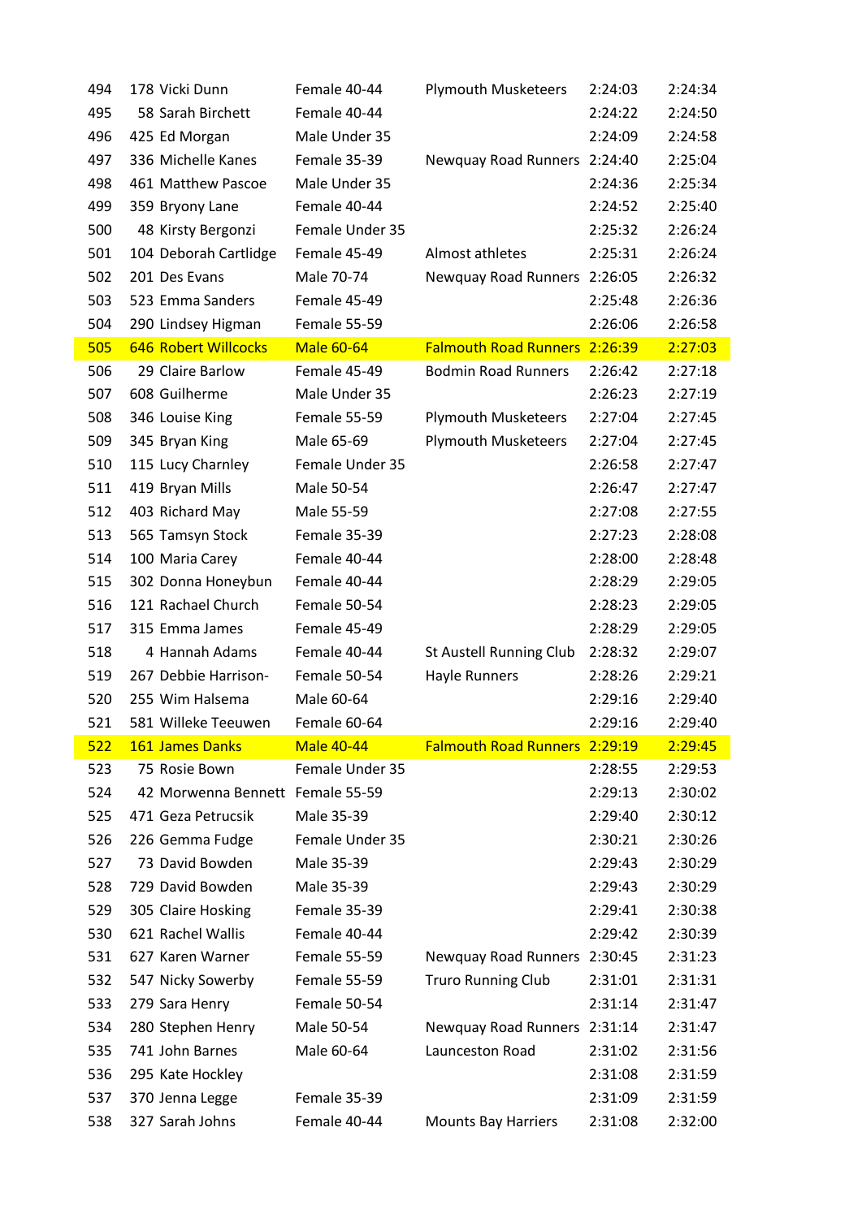| | | | | | | |
|---|---|---|---|---|---|---|
| 494 | 178 | Vicki Dunn | Female 40-44 | Plymouth Musketeers | 2:24:03 | 2:24:34 |
| 495 | 58 | Sarah Birchett | Female 40-44 | | 2:24:22 | 2:24:50 |
| 496 | 425 | Ed Morgan | Male Under 35 | | 2:24:09 | 2:24:58 |
| 497 | 336 | Michelle Kanes | Female 35-39 | Newquay Road Runners | 2:24:40 | 2:25:04 |
| 498 | 461 | Matthew Pascoe | Male Under 35 | | 2:24:36 | 2:25:34 |
| 499 | 359 | Bryony Lane | Female 40-44 | | 2:24:52 | 2:25:40 |
| 500 | 48 | Kirsty Bergonzi | Female Under 35 | | 2:25:32 | 2:26:24 |
| 501 | 104 | Deborah Cartlidge | Female 45-49 | Almost athletes | 2:25:31 | 2:26:24 |
| 502 | 201 | Des Evans | Male 70-74 | Newquay Road Runners | 2:26:05 | 2:26:32 |
| 503 | 523 | Emma Sanders | Female 45-49 | | 2:25:48 | 2:26:36 |
| 504 | 290 | Lindsey Higman | Female 55-59 | | 2:26:06 | 2:26:58 |
| 505 | 646 | Robert Willcocks | Male 60-64 | Falmouth Road Runners | 2:26:39 | 2:27:03 |
| 506 | 29 | Claire Barlow | Female 45-49 | Bodmin Road Runners | 2:26:42 | 2:27:18 |
| 507 | 608 | Guilherme | Male Under 35 | | 2:26:23 | 2:27:19 |
| 508 | 346 | Louise King | Female 55-59 | Plymouth Musketeers | 2:27:04 | 2:27:45 |
| 509 | 345 | Bryan King | Male 65-69 | Plymouth Musketeers | 2:27:04 | 2:27:45 |
| 510 | 115 | Lucy Charnley | Female Under 35 | | 2:26:58 | 2:27:47 |
| 511 | 419 | Bryan Mills | Male 50-54 | | 2:26:47 | 2:27:47 |
| 512 | 403 | Richard May | Male 55-59 | | 2:27:08 | 2:27:55 |
| 513 | 565 | Tamsyn Stock | Female 35-39 | | 2:27:23 | 2:28:08 |
| 514 | 100 | Maria Carey | Female 40-44 | | 2:28:00 | 2:28:48 |
| 515 | 302 | Donna Honeybun | Female 40-44 | | 2:28:29 | 2:29:05 |
| 516 | 121 | Rachael Church | Female 50-54 | | 2:28:23 | 2:29:05 |
| 517 | 315 | Emma James | Female 45-49 | | 2:28:29 | 2:29:05 |
| 518 | 4 | Hannah Adams | Female 40-44 | St Austell Running Club | 2:28:32 | 2:29:07 |
| 519 | 267 | Debbie Harrison- | Female 50-54 | Hayle Runners | 2:28:26 | 2:29:21 |
| 520 | 255 | Wim Halsema | Male 60-64 | | 2:29:16 | 2:29:40 |
| 521 | 581 | Willeke Teeuwen | Female 60-64 | | 2:29:16 | 2:29:40 |
| 522 | 161 | James Danks | Male 40-44 | Falmouth Road Runners | 2:29:19 | 2:29:45 |
| 523 | 75 | Rosie Bown | Female Under 35 | | 2:28:55 | 2:29:53 |
| 524 | 42 | Morwenna Bennett | Female 55-59 | | 2:29:13 | 2:30:02 |
| 525 | 471 | Geza Petrucsik | Male 35-39 | | 2:29:40 | 2:30:12 |
| 526 | 226 | Gemma Fudge | Female Under 35 | | 2:30:21 | 2:30:26 |
| 527 | 73 | David Bowden | Male 35-39 | | 2:29:43 | 2:30:29 |
| 528 | 729 | David Bowden | Male 35-39 | | 2:29:43 | 2:30:29 |
| 529 | 305 | Claire Hosking | Female 35-39 | | 2:29:41 | 2:30:38 |
| 530 | 621 | Rachel Wallis | Female 40-44 | | 2:29:42 | 2:30:39 |
| 531 | 627 | Karen Warner | Female 55-59 | Newquay Road Runners | 2:30:45 | 2:31:23 |
| 532 | 547 | Nicky Sowerby | Female 55-59 | Truro Running Club | 2:31:01 | 2:31:31 |
| 533 | 279 | Sara Henry | Female 50-54 | | 2:31:14 | 2:31:47 |
| 534 | 280 | Stephen Henry | Male 50-54 | Newquay Road Runners | 2:31:14 | 2:31:47 |
| 535 | 741 | John Barnes | Male 60-64 | Launceston Road | 2:31:02 | 2:31:56 |
| 536 | 295 | Kate Hockley | | | 2:31:08 | 2:31:59 |
| 537 | 370 | Jenna Legge | Female 35-39 | | 2:31:09 | 2:31:59 |
| 538 | 327 | Sarah Johns | Female 40-44 | Mounts Bay Harriers | 2:31:08 | 2:32:00 |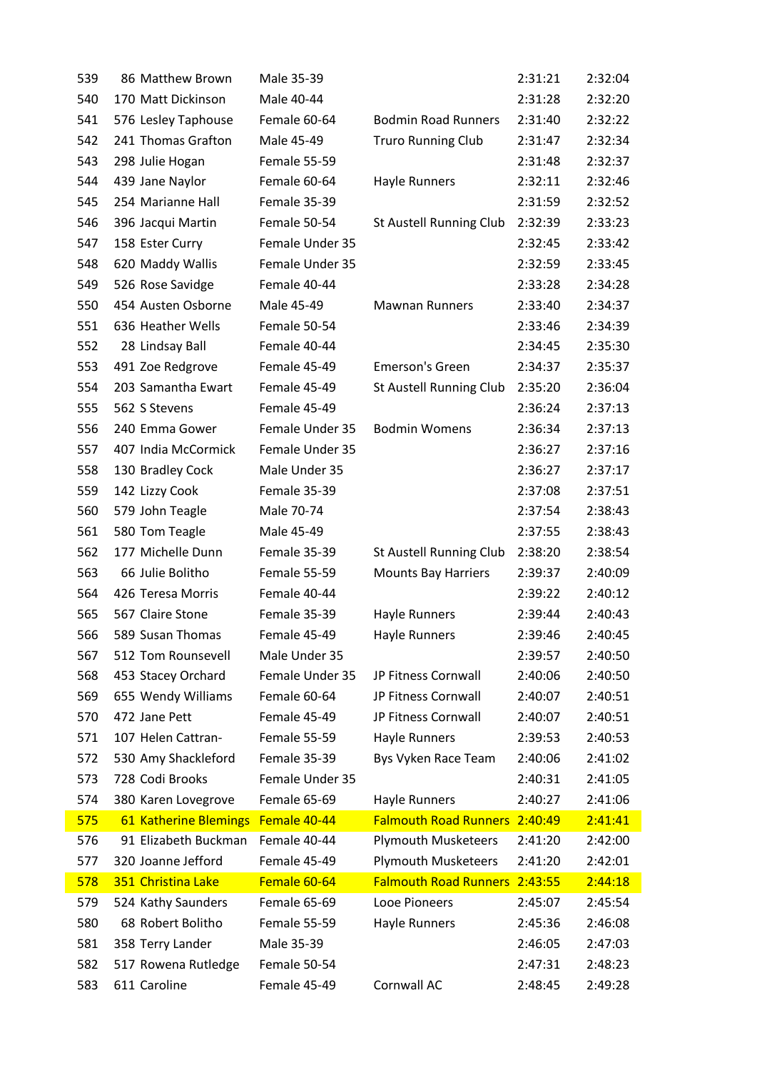| | | | | | | |
|---|---|---|---|---|---|---|
| 539 | 86 | Matthew Brown | Male 35-39 | | 2:31:21 | 2:32:04 |
| 540 | 170 | Matt Dickinson | Male 40-44 | | 2:31:28 | 2:32:20 |
| 541 | 576 | Lesley Taphouse | Female 60-64 | Bodmin Road Runners | 2:31:40 | 2:32:22 |
| 542 | 241 | Thomas Grafton | Male 45-49 | Truro Running Club | 2:31:47 | 2:32:34 |
| 543 | 298 | Julie Hogan | Female 55-59 | | 2:31:48 | 2:32:37 |
| 544 | 439 | Jane Naylor | Female 60-64 | Hayle Runners | 2:32:11 | 2:32:46 |
| 545 | 254 | Marianne Hall | Female 35-39 | | 2:31:59 | 2:32:52 |
| 546 | 396 | Jacqui Martin | Female 50-54 | St Austell Running Club | 2:32:39 | 2:33:23 |
| 547 | 158 | Ester Curry | Female Under 35 | | 2:32:45 | 2:33:42 |
| 548 | 620 | Maddy Wallis | Female Under 35 | | 2:32:59 | 2:33:45 |
| 549 | 526 | Rose Savidge | Female 40-44 | | 2:33:28 | 2:34:28 |
| 550 | 454 | Austen Osborne | Male 45-49 | Mawnan Runners | 2:33:40 | 2:34:37 |
| 551 | 636 | Heather Wells | Female 50-54 | | 2:33:46 | 2:34:39 |
| 552 | 28 | Lindsay Ball | Female 40-44 | | 2:34:45 | 2:35:30 |
| 553 | 491 | Zoe Redgrove | Female 45-49 | Emerson's Green | 2:34:37 | 2:35:37 |
| 554 | 203 | Samantha Ewart | Female 45-49 | St Austell Running Club | 2:35:20 | 2:36:04 |
| 555 | 562 | S Stevens | Female 45-49 | | 2:36:24 | 2:37:13 |
| 556 | 240 | Emma Gower | Female Under 35 | Bodmin Womens | 2:36:34 | 2:37:13 |
| 557 | 407 | India McCormick | Female Under 35 | | 2:36:27 | 2:37:16 |
| 558 | 130 | Bradley Cock | Male Under 35 | | 2:36:27 | 2:37:17 |
| 559 | 142 | Lizzy Cook | Female 35-39 | | 2:37:08 | 2:37:51 |
| 560 | 579 | John Teagle | Male 70-74 | | 2:37:54 | 2:38:43 |
| 561 | 580 | Tom Teagle | Male 45-49 | | 2:37:55 | 2:38:43 |
| 562 | 177 | Michelle Dunn | Female 35-39 | St Austell Running Club | 2:38:20 | 2:38:54 |
| 563 | 66 | Julie Bolitho | Female 55-59 | Mounts Bay Harriers | 2:39:37 | 2:40:09 |
| 564 | 426 | Teresa Morris | Female 40-44 | | 2:39:22 | 2:40:12 |
| 565 | 567 | Claire Stone | Female 35-39 | Hayle Runners | 2:39:44 | 2:40:43 |
| 566 | 589 | Susan Thomas | Female 45-49 | Hayle Runners | 2:39:46 | 2:40:45 |
| 567 | 512 | Tom Rounsevell | Male Under 35 | | 2:39:57 | 2:40:50 |
| 568 | 453 | Stacey Orchard | Female Under 35 | JP Fitness Cornwall | 2:40:06 | 2:40:50 |
| 569 | 655 | Wendy Williams | Female 60-64 | JP Fitness Cornwall | 2:40:07 | 2:40:51 |
| 570 | 472 | Jane Pett | Female 45-49 | JP Fitness Cornwall | 2:40:07 | 2:40:51 |
| 571 | 107 | Helen Cattran- | Female 55-59 | Hayle Runners | 2:39:53 | 2:40:53 |
| 572 | 530 | Amy Shackleford | Female 35-39 | Bys Vyken Race Team | 2:40:06 | 2:41:02 |
| 573 | 728 | Codi Brooks | Female Under 35 | | 2:40:31 | 2:41:05 |
| 574 | 380 | Karen Lovegrove | Female 65-69 | Hayle Runners | 2:40:27 | 2:41:06 |
| 575 | 61 | Katherine Blemings | Female 40-44 | Falmouth Road Runners | 2:40:49 | 2:41:41 |
| 576 | 91 | Elizabeth Buckman | Female 40-44 | Plymouth Musketeers | 2:41:20 | 2:42:00 |
| 577 | 320 | Joanne Jefford | Female 45-49 | Plymouth Musketeers | 2:41:20 | 2:42:01 |
| 578 | 351 | Christina Lake | Female 60-64 | Falmouth Road Runners | 2:43:55 | 2:44:18 |
| 579 | 524 | Kathy Saunders | Female 65-69 | Looe Pioneers | 2:45:07 | 2:45:54 |
| 580 | 68 | Robert Bolitho | Female 55-59 | Hayle Runners | 2:45:36 | 2:46:08 |
| 581 | 358 | Terry Lander | Male 35-39 | | 2:46:05 | 2:47:03 |
| 582 | 517 | Rowena Rutledge | Female 50-54 | | 2:47:31 | 2:48:23 |
| 583 | 611 | Caroline | Female 45-49 | Cornwall AC | 2:48:45 | 2:49:28 |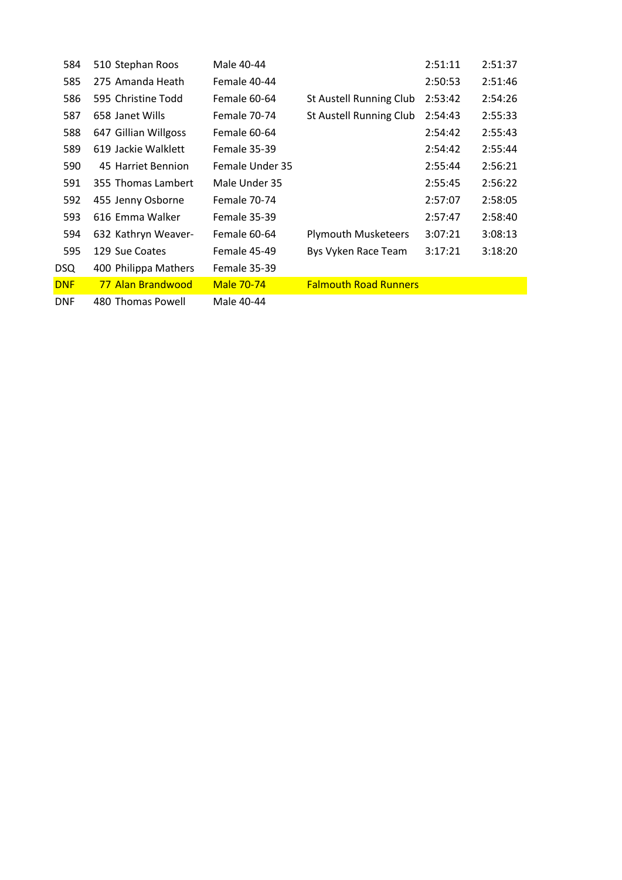| | | | | | | |
|---|---|---|---|---|---|---|
| 584 | 510 | Stephan Roos | Male 40-44 | | 2:51:11 | 2:51:37 |
| 585 | 275 | Amanda Heath | Female 40-44 | | 2:50:53 | 2:51:46 |
| 586 | 595 | Christine Todd | Female 60-64 | St Austell Running Club | 2:53:42 | 2:54:26 |
| 587 | 658 | Janet Wills | Female 70-74 | St Austell Running Club | 2:54:43 | 2:55:33 |
| 588 | 647 | Gillian Willgoss | Female 60-64 | | 2:54:42 | 2:55:43 |
| 589 | 619 | Jackie Walklett | Female 35-39 | | 2:54:42 | 2:55:44 |
| 590 | 45 | Harriet Bennion | Female Under 35 | | 2:55:44 | 2:56:21 |
| 591 | 355 | Thomas Lambert | Male Under 35 | | 2:55:45 | 2:56:22 |
| 592 | 455 | Jenny Osborne | Female 70-74 | | 2:57:07 | 2:58:05 |
| 593 | 616 | Emma Walker | Female 35-39 | | 2:57:47 | 2:58:40 |
| 594 | 632 | Kathryn Weaver- | Female 60-64 | Plymouth Musketeers | 3:07:21 | 3:08:13 |
| 595 | 129 | Sue Coates | Female 45-49 | Bys Vyken Race Team | 3:17:21 | 3:18:20 |
| DSQ | 400 | Philippa Mathers | Female 35-39 | | | |
| DNF | 77 | Alan Brandwood | Male 70-74 | Falmouth Road Runners | | |
| DNF | 480 | Thomas Powell | Male 40-44 | | | |